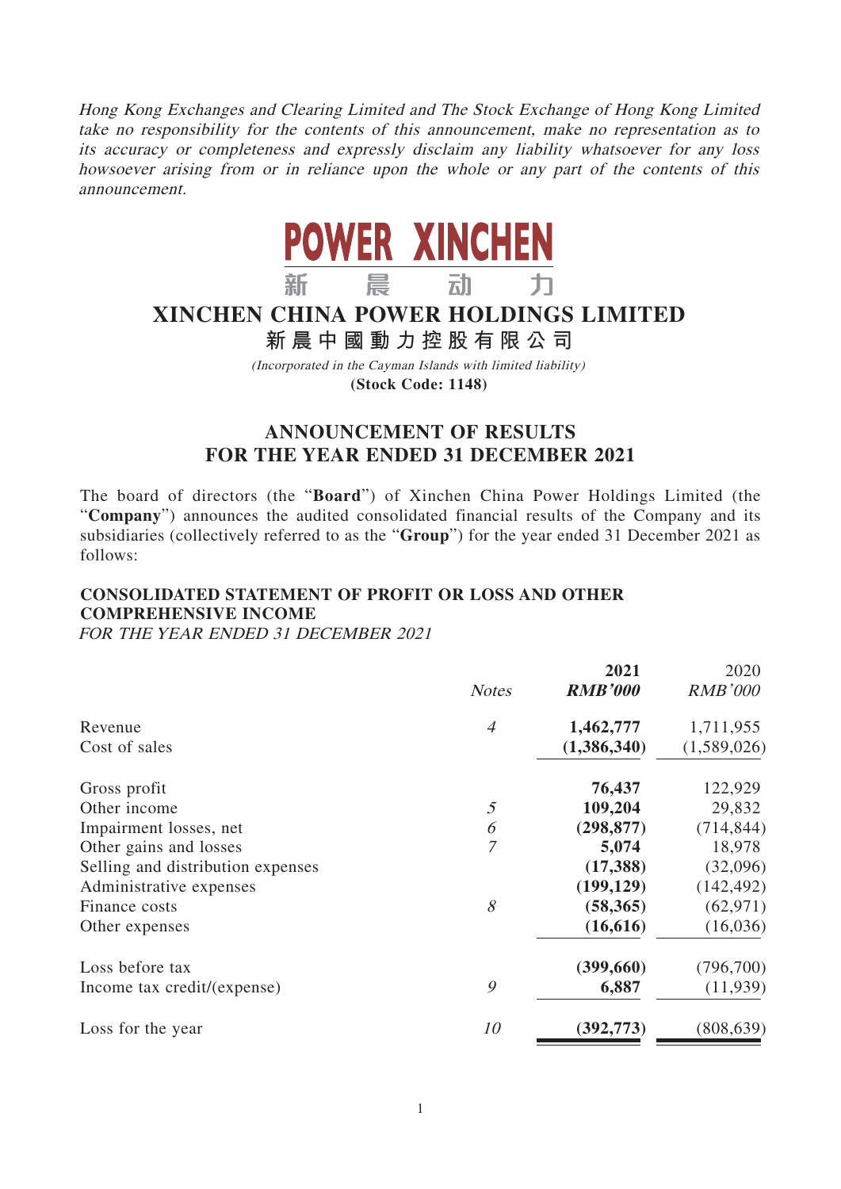*Hong Kong Exchanges and Clearing Limited and The Stock Exchange of Hong Kong Limited take no responsibility for the contents of this announcement, make no representation as to its accuracy or completeness and expressly disclaim any liability whatsoever for any loss howsoever arising from or in reliance upon the whole or any part of the contents of this announcement.*

POWER XINCHEN

新 晨 动 力

# XINCHEN CHINA POWER HOLDINGS LIMITED

# 新晨中國動力控股有限公司

*(Incorporated in the Cayman Islands with limited liability)*

**(Stock Code: 1148)**

## ANNOUNCEMENT OF RESULTS FOR THE YEAR ENDED 31 DECEMBER 2021

The board of directors (the "**Board**") of Xinchen China Power Holdings Limited (the "**Company**") announces the audited consolidated financial results of the Company and its subsidiaries (collectively referred to as the "**Group**") for the year ended 31 December 2021 as follows:

### CONSOLIDATED STATEMENT OF PROFIT OR LOSS AND OTHER COMPREHENSIVE INCOME

*FOR THE YEAR ENDED 31 DECEMBER 2021*

| | *Notes* | **2021** ***RMB'000*** | 2020 *RMB'000* |
|---|---|---|---|
| Revenue | *4* | **1,462,777** | 1,711,955 |
| Cost of sales | | **(1,386,340)** | (1,589,026) |
| Gross profit | | **76,437** | 122,929 |
| Other income | *5* | **109,204** | 29,832 |
| Impairment losses, net | *6* | **(298,877)** | (714,844) |
| Other gains and losses | *7* | **5,074** | 18,978 |
| Selling and distribution expenses | | **(17,388)** | (32,096) |
| Administrative expenses | | **(199,129)** | (142,492) |
| Finance costs | *8* | **(58,365)** | (62,971) |
| Other expenses | | **(16,616)** | (16,036) |
| Loss before tax | | **(399,660)** | (796,700) |
| Income tax credit/(expense) | *9* | **6,887** | (11,939) |
| Loss for the year | *10* | **(392,773)** | (808,639) |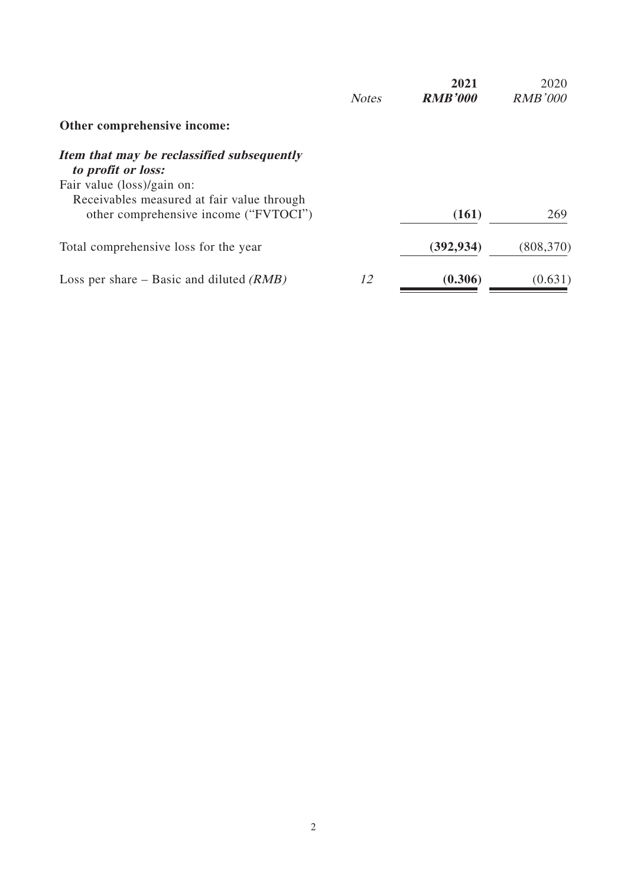| | Notes | 2021 RMB'000 | 2020 RMB'000 |
|---|---|---|---|
| **Other comprehensive income:** | | | |
| ***Item that may be reclassified subsequently to profit or loss:*** | | | |
| Fair value (loss)/gain on: | | | |
| Receivables measured at fair value through other comprehensive income ("FVTOCI") | | **(161)** | 269 |
| Total comprehensive loss for the year | | **(392,934)** | (808,370) |
| Loss per share – Basic and diluted *(RMB)* | 12 | **(0.306)** | (0.631) |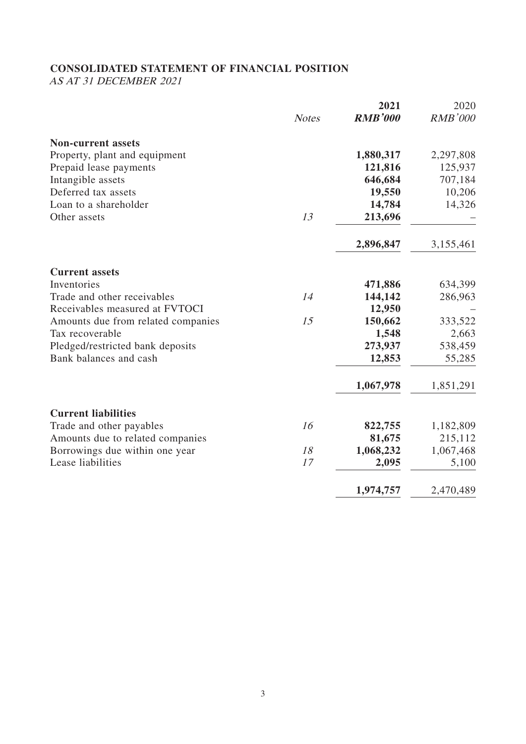## CONSOLIDATED STATEMENT OF FINANCIAL POSITION

*AS AT 31 DECEMBER 2021*

| | Notes | 2021 RMB'000 | 2020 RMB'000 |
|---|---|---|---|
| **Non-current assets** | | | |
| Property, plant and equipment | | **1,880,317** | 2,297,808 |
| Prepaid lease payments | | **121,816** | 125,937 |
| Intangible assets | | **646,684** | 707,184 |
| Deferred tax assets | | **19,550** | 10,206 |
| Loan to a shareholder | | **14,784** | 14,326 |
| Other assets | 13 | **213,696** | – |
| | | **2,896,847** | 3,155,461 |
| **Current assets** | | | |
| Inventories | | **471,886** | 634,399 |
| Trade and other receivables | 14 | **144,142** | 286,963 |
| Receivables measured at FVTOCI | | **12,950** | – |
| Amounts due from related companies | 15 | **150,662** | 333,522 |
| Tax recoverable | | **1,548** | 2,663 |
| Pledged/restricted bank deposits | | **273,937** | 538,459 |
| Bank balances and cash | | **12,853** | 55,285 |
| | | **1,067,978** | 1,851,291 |
| **Current liabilities** | | | |
| Trade and other payables | 16 | **822,755** | 1,182,809 |
| Amounts due to related companies | | **81,675** | 215,112 |
| Borrowings due within one year | 18 | **1,068,232** | 1,067,468 |
| Lease liabilities | 17 | **2,095** | 5,100 |
| | | **1,974,757** | 2,470,489 |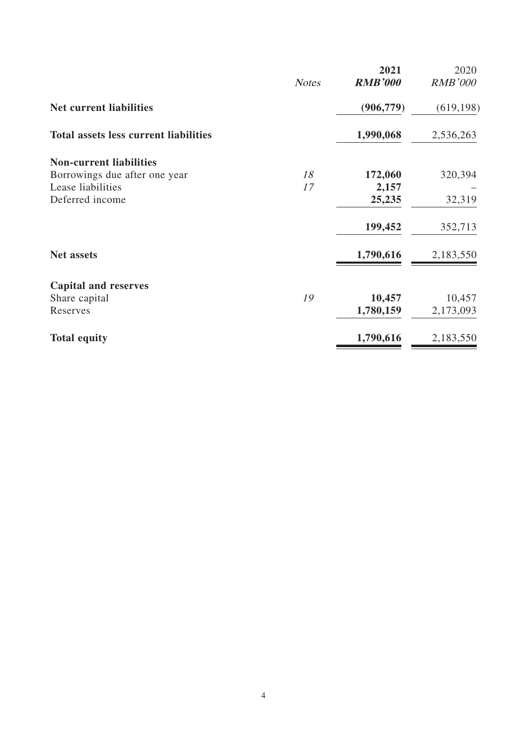| | Notes | 2021 RMB'000 | 2020 RMB'000 |
|---|---|---|---|
| **Net current liabilities** | | **(906,779)** | (619,198) |
| **Total assets less current liabilities** | | **1,990,068** | 2,536,263 |
| **Non-current liabilities** | | | |
| Borrowings due after one year | 18 | **172,060** | 320,394 |
| Lease liabilities | 17 | **2,157** | – |
| Deferred income | | **25,235** | 32,319 |
| | | **199,452** | 352,713 |
| **Net assets** | | **1,790,616** | 2,183,550 |
| **Capital and reserves** | | | |
| Share capital | 19 | **10,457** | 10,457 |
| Reserves | | **1,780,159** | 2,173,093 |
| **Total equity** | | **1,790,616** | 2,183,550 |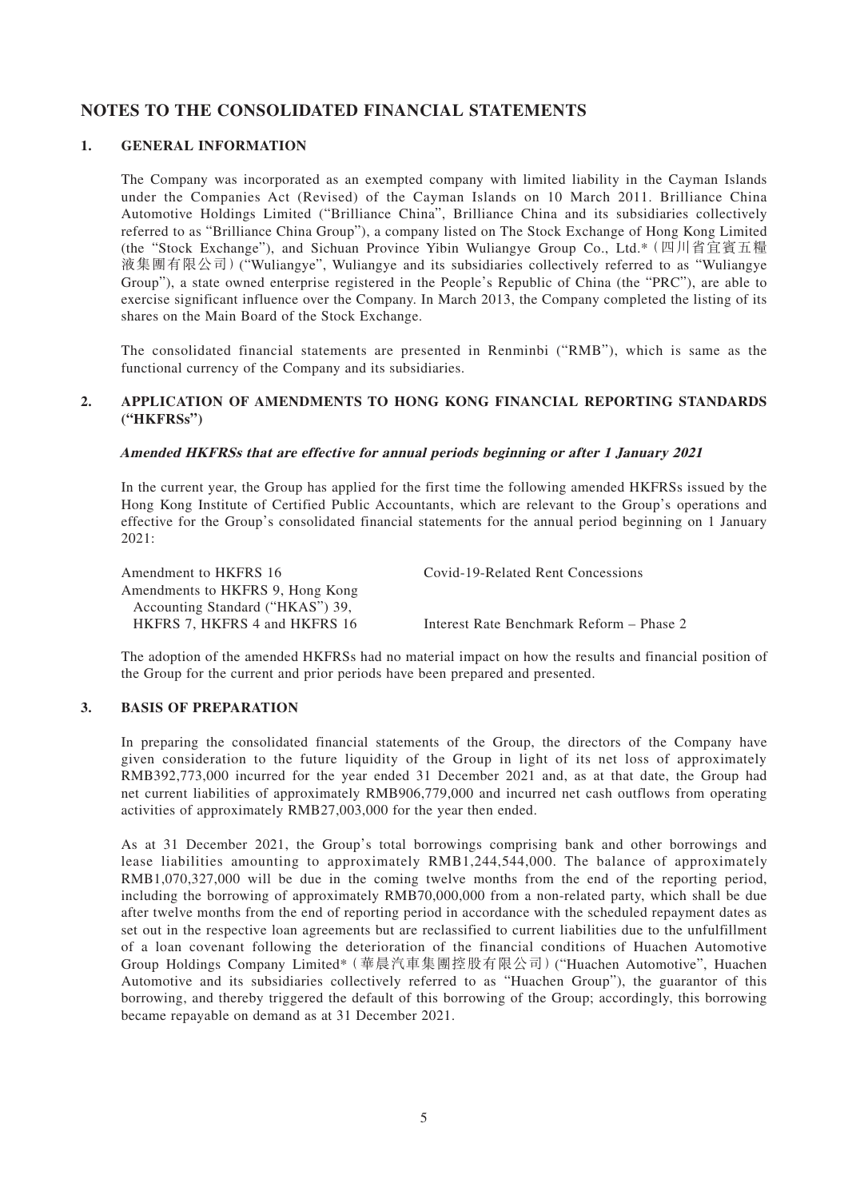# NOTES TO THE CONSOLIDATED FINANCIAL STATEMENTS

## 1. GENERAL INFORMATION

The Company was incorporated as an exempted company with limited liability in the Cayman Islands under the Companies Act (Revised) of the Cayman Islands on 10 March 2011. Brilliance China Automotive Holdings Limited ("Brilliance China", Brilliance China and its subsidiaries collectively referred to as "Brilliance China Group"), a company listed on The Stock Exchange of Hong Kong Limited (the "Stock Exchange"), and Sichuan Province Yibin Wuliangye Group Co., Ltd.*（四川省宜賓五糧液集團有限公司）("Wuliangye", Wuliangye and its subsidiaries collectively referred to as "Wuliangye Group"), a state owned enterprise registered in the People's Republic of China (the "PRC"), are able to exercise significant influence over the Company. In March 2013, the Company completed the listing of its shares on the Main Board of the Stock Exchange.

The consolidated financial statements are presented in Renminbi ("RMB"), which is same as the functional currency of the Company and its subsidiaries.

## 2. APPLICATION OF AMENDMENTS TO HONG KONG FINANCIAL REPORTING STANDARDS ("HKFRSs")

***Amended HKFRSs that are effective for annual periods beginning or after 1 January 2021***

In the current year, the Group has applied for the first time the following amended HKFRSs issued by the Hong Kong Institute of Certified Public Accountants, which are relevant to the Group's operations and effective for the Group's consolidated financial statements for the annual period beginning on 1 January 2021:

| | |
|---|---|
| Amendment to HKFRS 16 | Covid-19-Related Rent Concessions |
| Amendments to HKFRS 9, Hong Kong Accounting Standard ("HKAS") 39, HKFRS 7, HKFRS 4 and HKFRS 16 | Interest Rate Benchmark Reform – Phase 2 |

The adoption of the amended HKFRSs had no material impact on how the results and financial position of the Group for the current and prior periods have been prepared and presented.

## 3. BASIS OF PREPARATION

In preparing the consolidated financial statements of the Group, the directors of the Company have given consideration to the future liquidity of the Group in light of its net loss of approximately RMB392,773,000 incurred for the year ended 31 December 2021 and, as at that date, the Group had net current liabilities of approximately RMB906,779,000 and incurred net cash outflows from operating activities of approximately RMB27,003,000 for the year then ended.

As at 31 December 2021, the Group's total borrowings comprising bank and other borrowings and lease liabilities amounting to approximately RMB1,244,544,000. The balance of approximately RMB1,070,327,000 will be due in the coming twelve months from the end of the reporting period, including the borrowing of approximately RMB70,000,000 from a non-related party, which shall be due after twelve months from the end of reporting period in accordance with the scheduled repayment dates as set out in the respective loan agreements but are reclassified to current liabilities due to the unfulfillment of a loan covenant following the deterioration of the financial conditions of Huachen Automotive Group Holdings Company Limited*（華晨汽車集團控股有限公司）("Huachen Automotive", Huachen Automotive and its subsidiaries collectively referred to as "Huachen Group"), the guarantor of this borrowing, and thereby triggered the default of this borrowing of the Group; accordingly, this borrowing became repayable on demand as at 31 December 2021.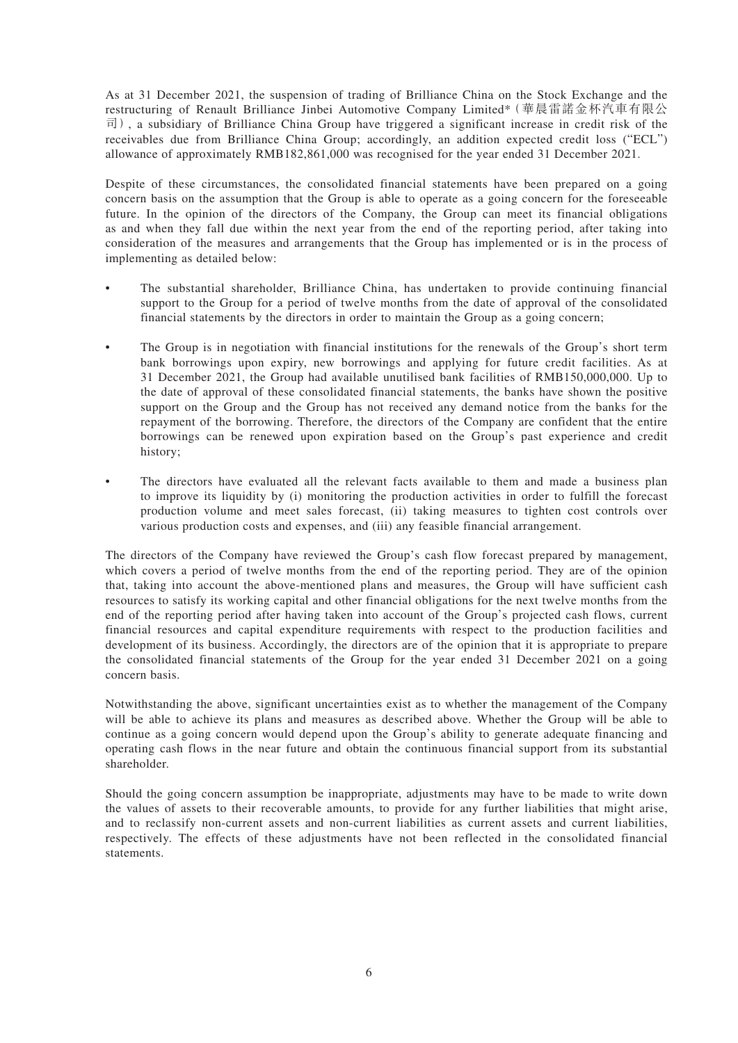As at 31 December 2021, the suspension of trading of Brilliance China on the Stock Exchange and the restructuring of Renault Brilliance Jinbei Automotive Company Limited* (華晨雷諾金杯汽車有限公司), a subsidiary of Brilliance China Group have triggered a significant increase in credit risk of the receivables due from Brilliance China Group; accordingly, an addition expected credit loss ("ECL") allowance of approximately RMB182,861,000 was recognised for the year ended 31 December 2021.

Despite of these circumstances, the consolidated financial statements have been prepared on a going concern basis on the assumption that the Group is able to operate as a going concern for the foreseeable future. In the opinion of the directors of the Company, the Group can meet its financial obligations as and when they fall due within the next year from the end of the reporting period, after taking into consideration of the measures and arrangements that the Group has implemented or is in the process of implementing as detailed below:

- The substantial shareholder, Brilliance China, has undertaken to provide continuing financial support to the Group for a period of twelve months from the date of approval of the consolidated financial statements by the directors in order to maintain the Group as a going concern;

- The Group is in negotiation with financial institutions for the renewals of the Group's short term bank borrowings upon expiry, new borrowings and applying for future credit facilities. As at 31 December 2021, the Group had available unutilised bank facilities of RMB150,000,000. Up to the date of approval of these consolidated financial statements, the banks have shown the positive support on the Group and the Group has not received any demand notice from the banks for the repayment of the borrowing. Therefore, the directors of the Company are confident that the entire borrowings can be renewed upon expiration based on the Group's past experience and credit history;

- The directors have evaluated all the relevant facts available to them and made a business plan to improve its liquidity by (i) monitoring the production activities in order to fulfill the forecast production volume and meet sales forecast, (ii) taking measures to tighten cost controls over various production costs and expenses, and (iii) any feasible financial arrangement.

The directors of the Company have reviewed the Group's cash flow forecast prepared by management, which covers a period of twelve months from the end of the reporting period. They are of the opinion that, taking into account the above-mentioned plans and measures, the Group will have sufficient cash resources to satisfy its working capital and other financial obligations for the next twelve months from the end of the reporting period after having taken into account of the Group's projected cash flows, current financial resources and capital expenditure requirements with respect to the production facilities and development of its business. Accordingly, the directors are of the opinion that it is appropriate to prepare the consolidated financial statements of the Group for the year ended 31 December 2021 on a going concern basis.

Notwithstanding the above, significant uncertainties exist as to whether the management of the Company will be able to achieve its plans and measures as described above. Whether the Group will be able to continue as a going concern would depend upon the Group's ability to generate adequate financing and operating cash flows in the near future and obtain the continuous financial support from its substantial shareholder.

Should the going concern assumption be inappropriate, adjustments may have to be made to write down the values of assets to their recoverable amounts, to provide for any further liabilities that might arise, and to reclassify non-current assets and non-current liabilities as current assets and current liabilities, respectively. The effects of these adjustments have not been reflected in the consolidated financial statements.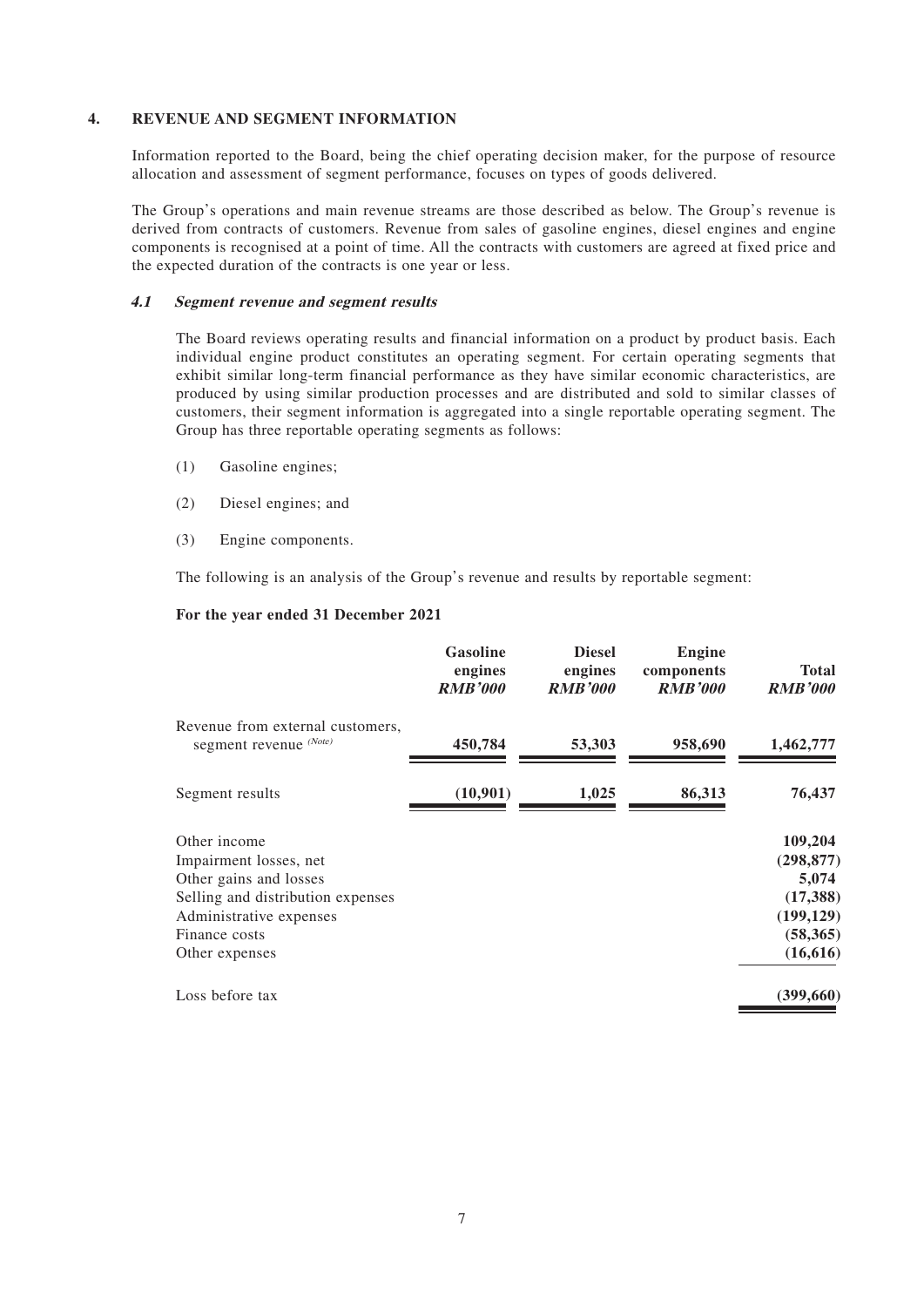## 4. REVENUE AND SEGMENT INFORMATION

Information reported to the Board, being the chief operating decision maker, for the purpose of resource allocation and assessment of segment performance, focuses on types of goods delivered.

The Group's operations and main revenue streams are those described as below. The Group's revenue is derived from contracts of customers. Revenue from sales of gasoline engines, diesel engines and engine components is recognised at a point of time. All the contracts with customers are agreed at fixed price and the expected duration of the contracts is one year or less.

### *4.1 Segment revenue and segment results*

The Board reviews operating results and financial information on a product by product basis. Each individual engine product constitutes an operating segment. For certain operating segments that exhibit similar long-term financial performance as they have similar economic characteristics, are produced by using similar production processes and are distributed and sold to similar classes of customers, their segment information is aggregated into a single reportable operating segment. The Group has three reportable operating segments as follows:

(1) Gasoline engines;

(2) Diesel engines; and

(3) Engine components.

The following is an analysis of the Group's revenue and results by reportable segment:

**For the year ended 31 December 2021**

| | Gasoline engines *RMB'000* | Diesel engines *RMB'000* | Engine components *RMB'000* | Total *RMB'000* |
|---|---|---|---|---|
| Revenue from external customers, segment revenue (Note) | 450,784 | 53,303 | 958,690 | 1,462,777 |
| Segment results | (10,901) | 1,025 | 86,313 | 76,437 |
| Other income | | | | 109,204 |
| Impairment losses, net | | | | (298,877) |
| Other gains and losses | | | | 5,074 |
| Selling and distribution expenses | | | | (17,388) |
| Administrative expenses | | | | (199,129) |
| Finance costs | | | | (58,365) |
| Other expenses | | | | (16,616) |
| Loss before tax | | | | (399,660) |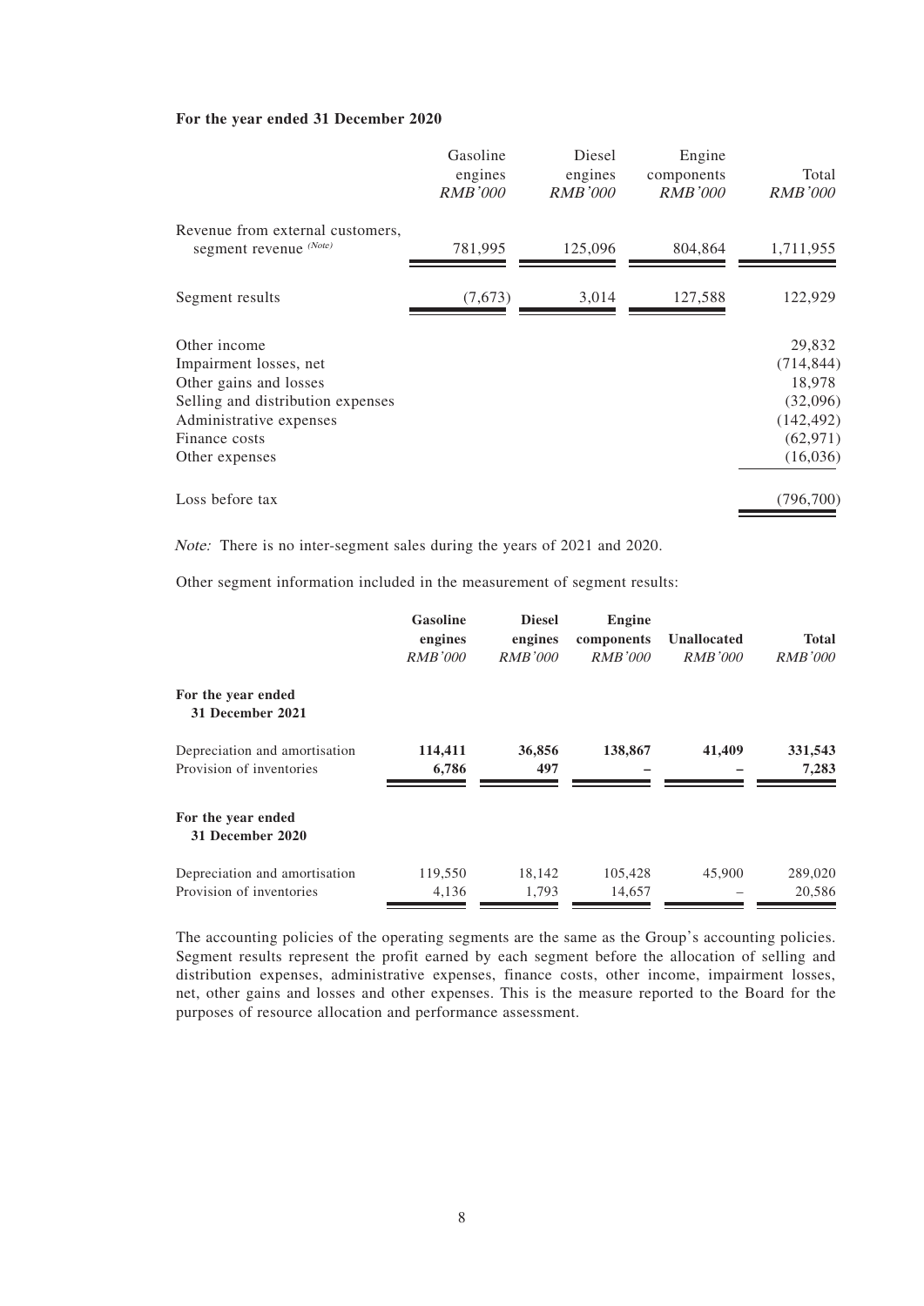**For the year ended 31 December 2020**

| | Gasoline engines *RMB'000* | Diesel engines *RMB'000* | Engine components *RMB'000* | Total *RMB'000* |
|---|---|---|---|---|
| Revenue from external customers, segment revenue [(Note)] | 781,995 | 125,096 | 804,864 | 1,711,955 |
| Segment results | (7,673) | 3,014 | 127,588 | 122,929 |
| Other income | | | | 29,832 |
| Impairment losses, net | | | | (714,844) |
| Other gains and losses | | | | 18,978 |
| Selling and distribution expenses | | | | (32,096) |
| Administrative expenses | | | | (142,492) |
| Finance costs | | | | (62,971) |
| Other expenses | | | | (16,036) |
| Loss before tax | | | | (796,700) |

*Note:* There is no inter-segment sales during the years of 2021 and 2020.

Other segment information included in the measurement of segment results:

| | **Gasoline engines** *RMB'000* | **Diesel engines** *RMB'000* | **Engine components** *RMB'000* | **Unallocated** *RMB'000* | **Total** *RMB'000* |
|---|---|---|---|---|---|
| **For the year ended 31 December 2021** | | | | | |
| Depreciation and amortisation | **114,411** | **36,856** | **138,867** | **41,409** | **331,543** |
| Provision of inventories | **6,786** | **497** | **–** | **–** | **7,283** |
| **For the year ended 31 December 2020** | | | | | |
| Depreciation and amortisation | 119,550 | 18,142 | 105,428 | 45,900 | 289,020 |
| Provision of inventories | 4,136 | 1,793 | 14,657 | – | 20,586 |

The accounting policies of the operating segments are the same as the Group's accounting policies. Segment results represent the profit earned by each segment before the allocation of selling and distribution expenses, administrative expenses, finance costs, other income, impairment losses, net, other gains and losses and other expenses. This is the measure reported to the Board for the purposes of resource allocation and performance assessment.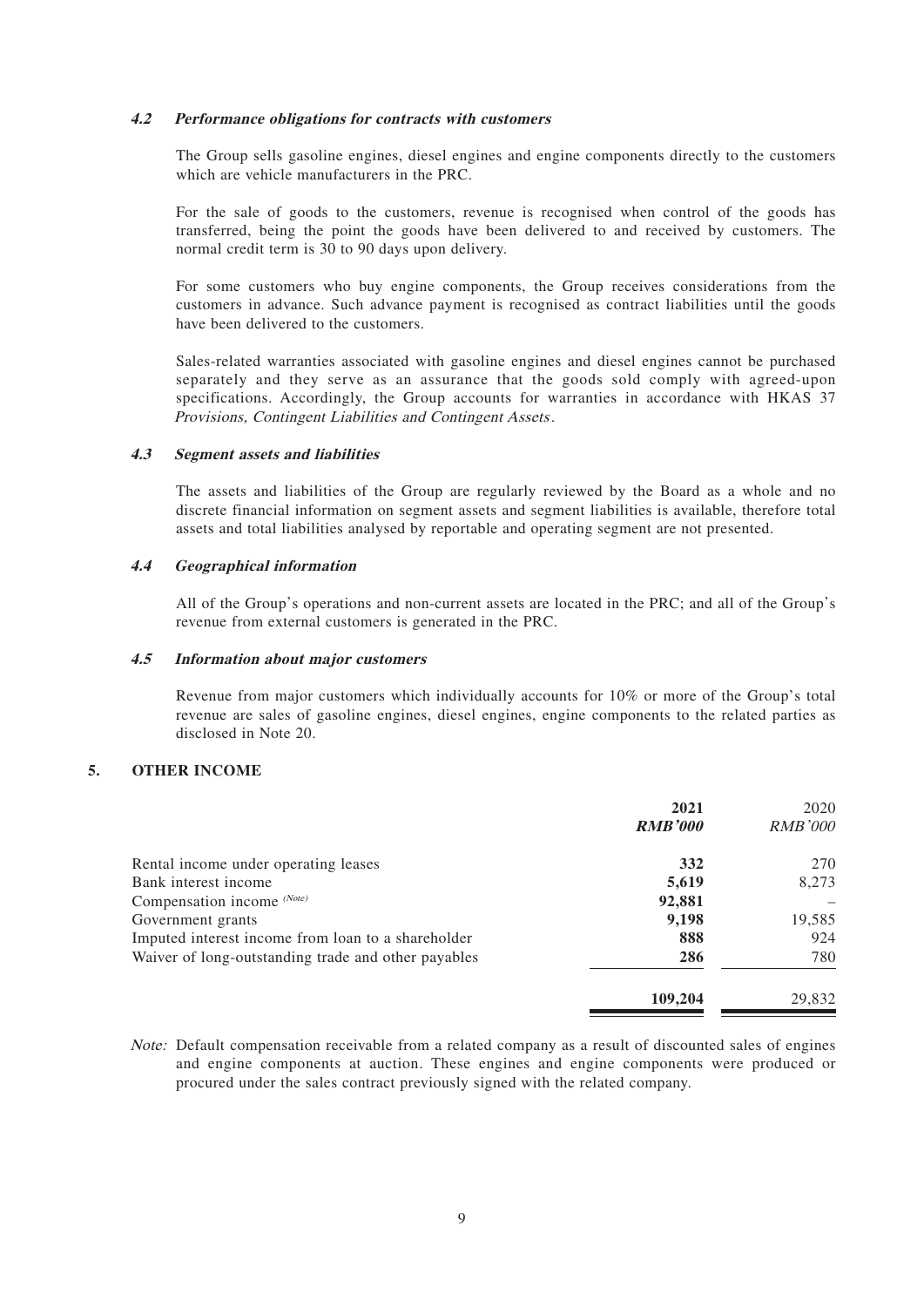### 4.2 *Performance obligations for contracts with customers*

The Group sells gasoline engines, diesel engines and engine components directly to the customers which are vehicle manufacturers in the PRC.

For the sale of goods to the customers, revenue is recognised when control of the goods has transferred, being the point the goods have been delivered to and received by customers. The normal credit term is 30 to 90 days upon delivery.

For some customers who buy engine components, the Group receives considerations from the customers in advance. Such advance payment is recognised as contract liabilities until the goods have been delivered to the customers.

Sales-related warranties associated with gasoline engines and diesel engines cannot be purchased separately and they serve as an assurance that the goods sold comply with agreed-upon specifications. Accordingly, the Group accounts for warranties in accordance with HKAS 37 *Provisions, Contingent Liabilities and Contingent Assets*.

### 4.3 *Segment assets and liabilities*

The assets and liabilities of the Group are regularly reviewed by the Board as a whole and no discrete financial information on segment assets and segment liabilities is available, therefore total assets and total liabilities analysed by reportable and operating segment are not presented.

### 4.4 *Geographical information*

All of the Group's operations and non-current assets are located in the PRC; and all of the Group's revenue from external customers is generated in the PRC.

### 4.5 *Information about major customers*

Revenue from major customers which individually accounts for 10% or more of the Group's total revenue are sales of gasoline engines, diesel engines, engine components to the related parties as disclosed in Note 20.

## 5. OTHER INCOME

| | **2021** | 2020 |
|---|---|---|
| | ***RMB'000*** | *RMB'000* |
| Rental income under operating leases | **332** | 270 |
| Bank interest income | **5,619** | 8,273 |
| Compensation income (Note) | **92,881** | – |
| Government grants | **9,198** | 19,585 |
| Imputed interest income from loan to a shareholder | **888** | 924 |
| Waiver of long-outstanding trade and other payables | **286** | 780 |
| | **109,204** | 29,832 |

*Note:* Default compensation receivable from a related company as a result of discounted sales of engines and engine components at auction. These engines and engine components were produced or procured under the sales contract previously signed with the related company.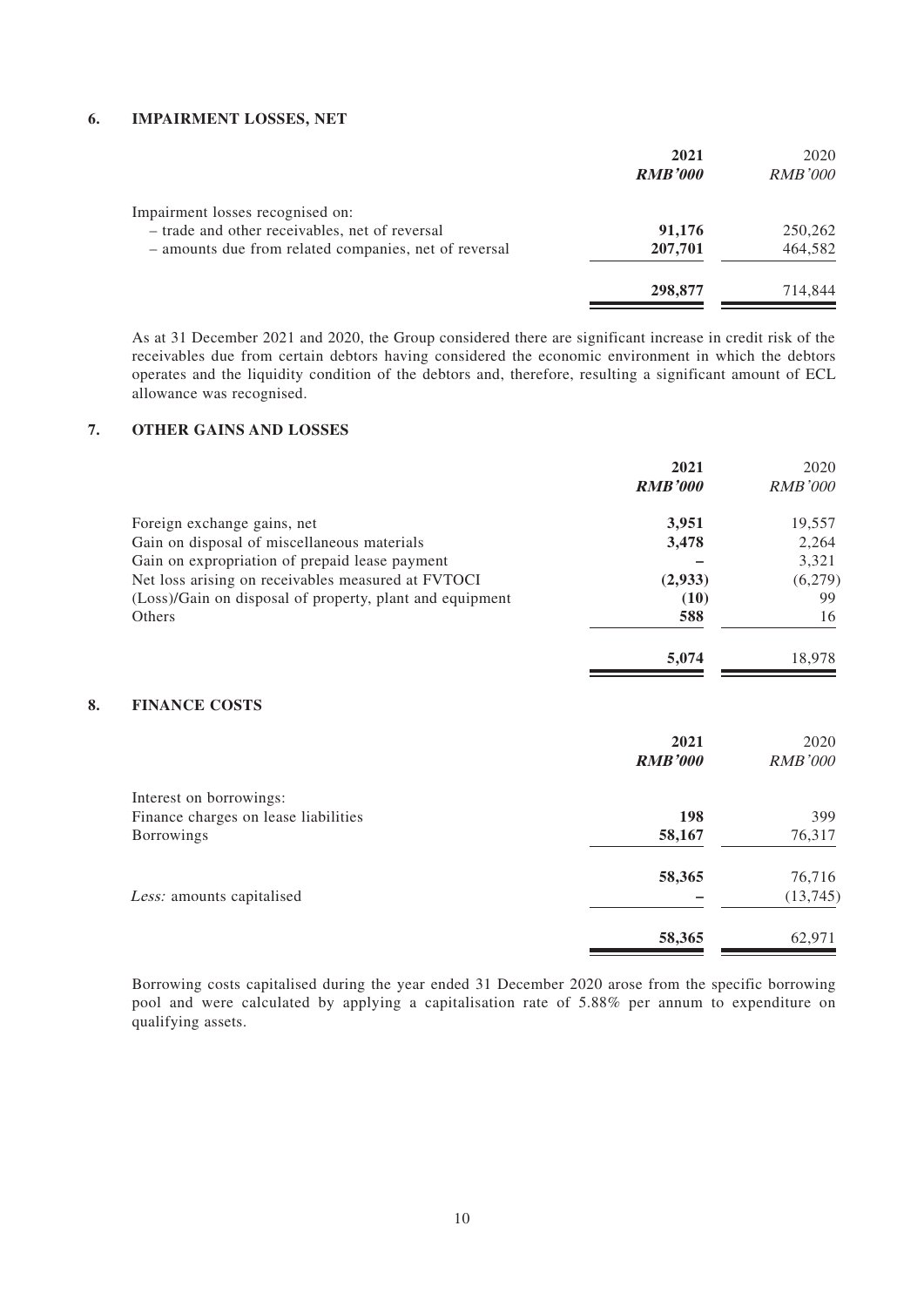## 6. IMPAIRMENT LOSSES, NET

| | 2021 | 2020 |
|---|---|---|
| | *RMB'000* | *RMB'000* |
| Impairment losses recognised on: | | |
| – trade and other receivables, net of reversal | **91,176** | 250,262 |
| – amounts due from related companies, net of reversal | **207,701** | 464,582 |
| | **298,877** | 714,844 |

As at 31 December 2021 and 2020, the Group considered there are significant increase in credit risk of the receivables due from certain debtors having considered the economic environment in which the debtors operates and the liquidity condition of the debtors and, therefore, resulting a significant amount of ECL allowance was recognised.

## 7. OTHER GAINS AND LOSSES

| | 2021 | 2020 |
|---|---|---|
| | *RMB'000* | *RMB'000* |
| Foreign exchange gains, net | **3,951** | 19,557 |
| Gain on disposal of miscellaneous materials | **3,478** | 2,264 |
| Gain on expropriation of prepaid lease payment | **–** | 3,321 |
| Net loss arising on receivables measured at FVTOCI | **(2,933)** | (6,279) |
| (Loss)/Gain on disposal of property, plant and equipment | **(10)** | 99 |
| Others | **588** | 16 |
| | **5,074** | 18,978 |

## 8. FINANCE COSTS

| | 2021 | 2020 |
|---|---|---|
| | *RMB'000* | *RMB'000* |
| Interest on borrowings: | | |
| Finance charges on lease liabilities | **198** | 399 |
| Borrowings | **58,167** | 76,317 |
| | **58,365** | 76,716 |
| *Less:* amounts capitalised | **–** | (13,745) |
| | **58,365** | 62,971 |

Borrowing costs capitalised during the year ended 31 December 2020 arose from the specific borrowing pool and were calculated by applying a capitalisation rate of 5.88% per annum to expenditure on qualifying assets.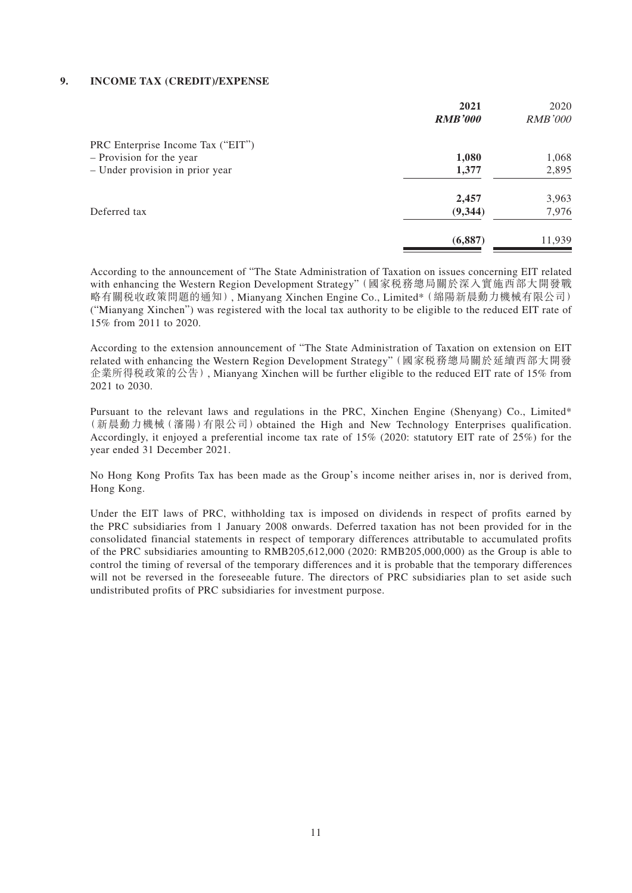## 9. INCOME TAX (CREDIT)/EXPENSE

| | 2021 | 2020 |
|---|---|---|
| | ***RMB'000*** | *RMB'000* |
| PRC Enterprise Income Tax ("EIT") | | |
| – Provision for the year | **1,080** | 1,068 |
| – Under provision in prior year | **1,377** | 2,895 |
| | **2,457** | 3,963 |
| Deferred tax | **(9,344)** | 7,976 |
| | **(6,887)** | 11,939 |

According to the announcement of "The State Administration of Taxation on issues concerning EIT related with enhancing the Western Region Development Strategy" (國家稅務總局關於深入實施西部大開發戰略有關稅收政策問題的通知), Mianyang Xinchen Engine Co., Limited* (綿陽新晨動力機械有限公司) ("Mianyang Xinchen") was registered with the local tax authority to be eligible to the reduced EIT rate of 15% from 2011 to 2020.

According to the extension announcement of "The State Administration of Taxation on extension on EIT related with enhancing the Western Region Development Strategy" (國家稅務總局關於延續西部大開發企業所得稅政策的公告), Mianyang Xinchen will be further eligible to the reduced EIT rate of 15% from 2021 to 2030.

Pursuant to the relevant laws and regulations in the PRC, Xinchen Engine (Shenyang) Co., Limited* (新晨動力機械(瀋陽)有限公司) obtained the High and New Technology Enterprises qualification. Accordingly, it enjoyed a preferential income tax rate of 15% (2020: statutory EIT rate of 25%) for the year ended 31 December 2021.

No Hong Kong Profits Tax has been made as the Group's income neither arises in, nor is derived from, Hong Kong.

Under the EIT laws of PRC, withholding tax is imposed on dividends in respect of profits earned by the PRC subsidiaries from 1 January 2008 onwards. Deferred taxation has not been provided for in the consolidated financial statements in respect of temporary differences attributable to accumulated profits of the PRC subsidiaries amounting to RMB205,612,000 (2020: RMB205,000,000) as the Group is able to control the timing of reversal of the temporary differences and it is probable that the temporary differences will not be reversed in the foreseeable future. The directors of PRC subsidiaries plan to set aside such undistributed profits of PRC subsidiaries for investment purpose.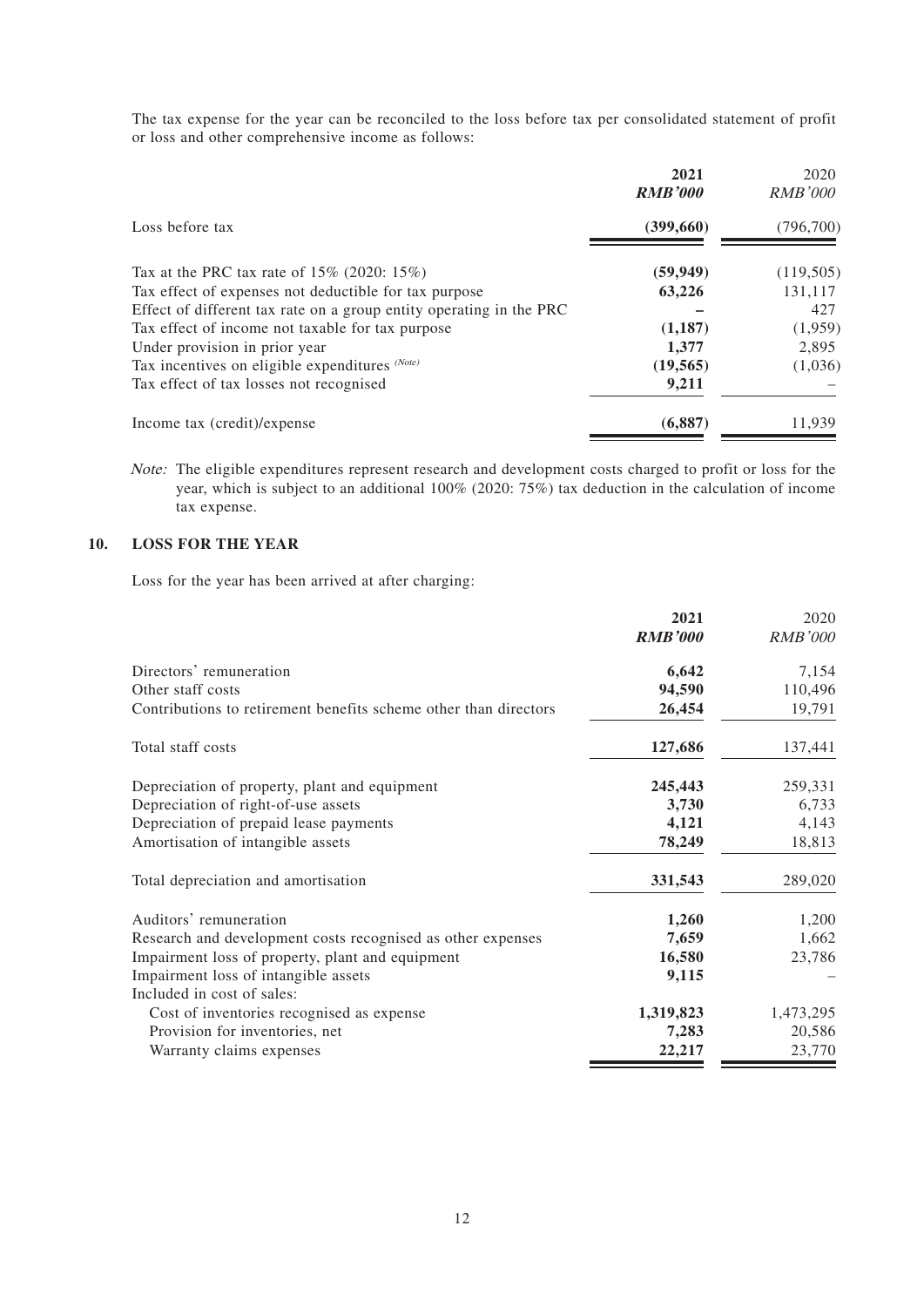The tax expense for the year can be reconciled to the loss before tax per consolidated statement of profit or loss and other comprehensive income as follows:

| | 2021 | 2020 |
|---|---|---|
| | ***RMB'000*** | *RMB'000* |
| Loss before tax | **(399,660)** | (796,700) |
| Tax at the PRC tax rate of 15% (2020: 15%) | **(59,949)** | (119,505) |
| Tax effect of expenses not deductible for tax purpose | **63,226** | 131,117 |
| Effect of different tax rate on a group entity operating in the PRC | **–** | 427 |
| Tax effect of income not taxable for tax purpose | **(1,187)** | (1,959) |
| Under provision in prior year | **1,377** | 2,895 |
| Tax incentives on eligible expenditures (Note) | **(19,565)** | (1,036) |
| Tax effect of tax losses not recognised | **9,211** | – |
| Income tax (credit)/expense | **(6,887)** | 11,939 |

*Note:* The eligible expenditures represent research and development costs charged to profit or loss for the year, which is subject to an additional 100% (2020: 75%) tax deduction in the calculation of income tax expense.

## 10. LOSS FOR THE YEAR

Loss for the year has been arrived at after charging:

| | 2021 | 2020 |
|---|---|---|
| | ***RMB'000*** | *RMB'000* |
| Directors' remuneration | **6,642** | 7,154 |
| Other staff costs | **94,590** | 110,496 |
| Contributions to retirement benefits scheme other than directors | **26,454** | 19,791 |
| Total staff costs | **127,686** | 137,441 |
| Depreciation of property, plant and equipment | **245,443** | 259,331 |
| Depreciation of right-of-use assets | **3,730** | 6,733 |
| Depreciation of prepaid lease payments | **4,121** | 4,143 |
| Amortisation of intangible assets | **78,249** | 18,813 |
| Total depreciation and amortisation | **331,543** | 289,020 |
| Auditors' remuneration | **1,260** | 1,200 |
| Research and development costs recognised as other expenses | **7,659** | 1,662 |
| Impairment loss of property, plant and equipment | **16,580** | 23,786 |
| Impairment loss of intangible assets | **9,115** | – |
| Included in cost of sales: | | |
| Cost of inventories recognised as expense | **1,319,823** | 1,473,295 |
| Provision for inventories, net | **7,283** | 20,586 |
| Warranty claims expenses | **22,217** | 23,770 |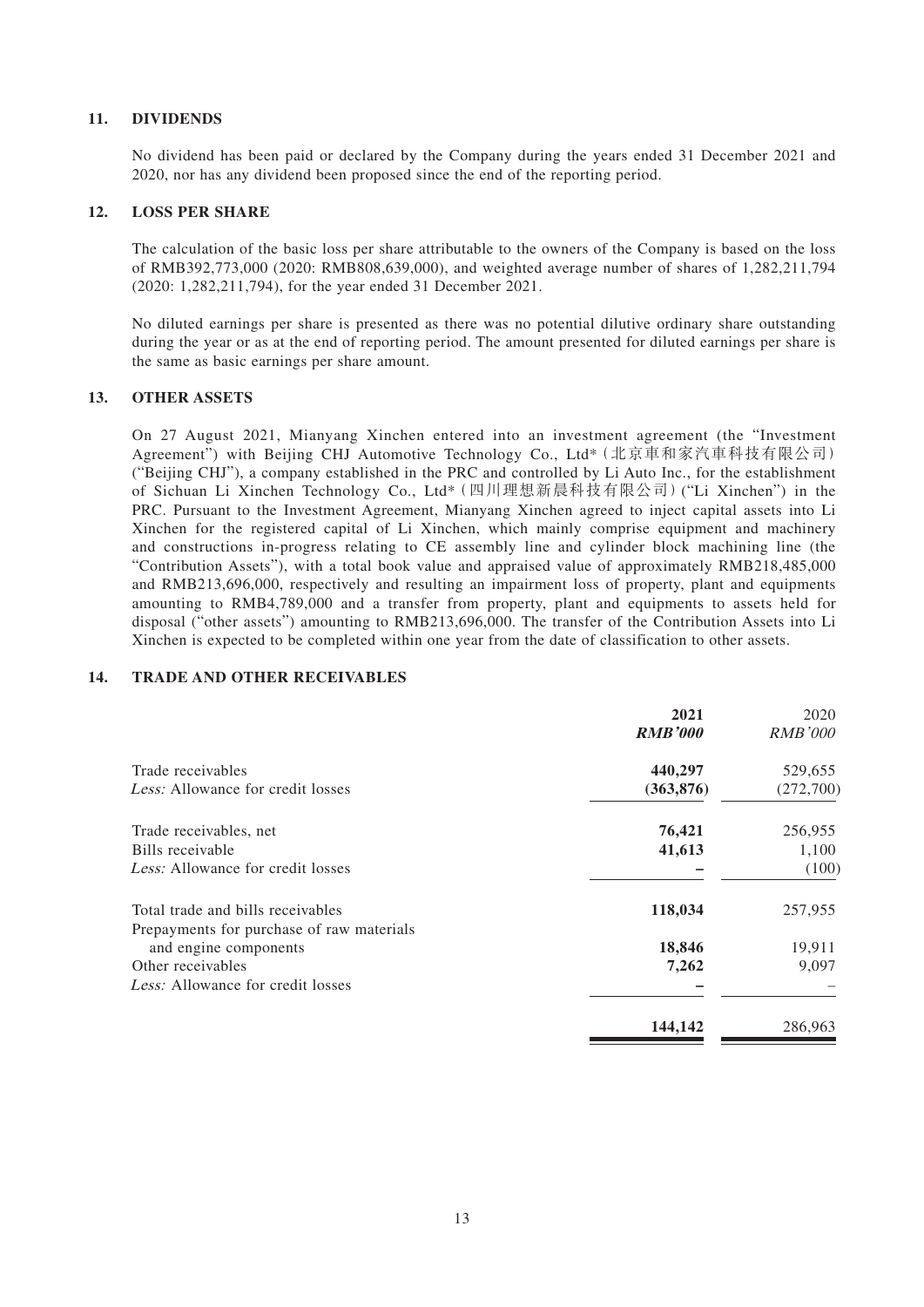## 11. DIVIDENDS

No dividend has been paid or declared by the Company during the years ended 31 December 2021 and 2020, nor has any dividend been proposed since the end of the reporting period.

## 12. LOSS PER SHARE

The calculation of the basic loss per share attributable to the owners of the Company is based on the loss of RMB392,773,000 (2020: RMB808,639,000), and weighted average number of shares of 1,282,211,794 (2020: 1,282,211,794), for the year ended 31 December 2021.

No diluted earnings per share is presented as there was no potential dilutive ordinary share outstanding during the year or as at the end of reporting period. The amount presented for diluted earnings per share is the same as basic earnings per share amount.

## 13. OTHER ASSETS

On 27 August 2021, Mianyang Xinchen entered into an investment agreement (the "Investment Agreement") with Beijing CHJ Automotive Technology Co., Ltd*（北京車和家汽車科技有限公司）("Beijing CHJ"), a company established in the PRC and controlled by Li Auto Inc., for the establishment of Sichuan Li Xinchen Technology Co., Ltd*（四川理想新晨科技有限公司）("Li Xinchen") in the PRC. Pursuant to the Investment Agreement, Mianyang Xinchen agreed to inject capital assets into Li Xinchen for the registered capital of Li Xinchen, which mainly comprise equipment and machinery and constructions in-progress relating to CE assembly line and cylinder block machining line (the "Contribution Assets"), with a total book value and appraised value of approximately RMB218,485,000 and RMB213,696,000, respectively and resulting an impairment loss of property, plant and equipments amounting to RMB4,789,000 and a transfer from property, plant and equipments to assets held for disposal ("other assets") amounting to RMB213,696,000. The transfer of the Contribution Assets into Li Xinchen is expected to be completed within one year from the date of classification to other assets.

## 14. TRADE AND OTHER RECEIVABLES

| | **2021** | 2020 |
|---|---|---|
| | ***RMB'000*** | *RMB'000* |
| Trade receivables | **440,297** | 529,655 |
| *Less:* Allowance for credit losses | **(363,876)** | (272,700) |
| Trade receivables, net | **76,421** | 256,955 |
| Bills receivable | **41,613** | 1,100 |
| *Less:* Allowance for credit losses | **–** | (100) |
| Total trade and bills receivables | **118,034** | 257,955 |
| Prepayments for purchase of raw materials and engine components | **18,846** | 19,911 |
| Other receivables | **7,262** | 9,097 |
| *Less:* Allowance for credit losses | **–** | – |
| | **144,142** | 286,963 |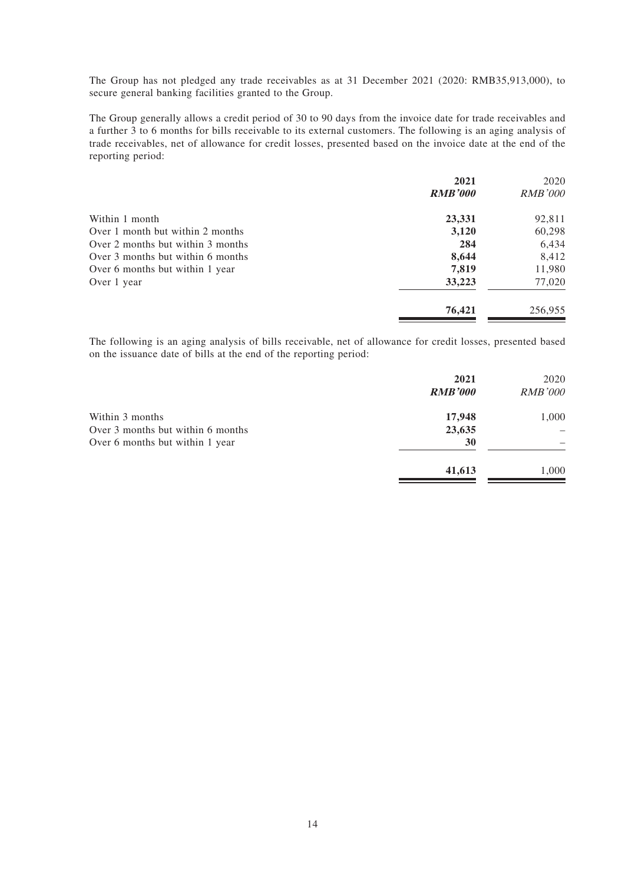The Group has not pledged any trade receivables as at 31 December 2021 (2020: RMB35,913,000), to secure general banking facilities granted to the Group.

The Group generally allows a credit period of 30 to 90 days from the invoice date for trade receivables and a further 3 to 6 months for bills receivable to its external customers. The following is an aging analysis of trade receivables, net of allowance for credit losses, presented based on the invoice date at the end of the reporting period:

| | 2021 | 2020 |
|---|---|---|
| | *RMB'000* | *RMB'000* |
| Within 1 month | **23,331** | 92,811 |
| Over 1 month but within 2 months | **3,120** | 60,298 |
| Over 2 months but within 3 months | **284** | 6,434 |
| Over 3 months but within 6 months | **8,644** | 8,412 |
| Over 6 months but within 1 year | **7,819** | 11,980 |
| Over 1 year | **33,223** | 77,020 |
| | **76,421** | 256,955 |

The following is an aging analysis of bills receivable, net of allowance for credit losses, presented based on the issuance date of bills at the end of the reporting period:

| | 2021 | 2020 |
|---|---|---|
| | *RMB'000* | *RMB'000* |
| Within 3 months | **17,948** | 1,000 |
| Over 3 months but within 6 months | **23,635** | – |
| Over 6 months but within 1 year | **30** | – |
| | **41,613** | 1,000 |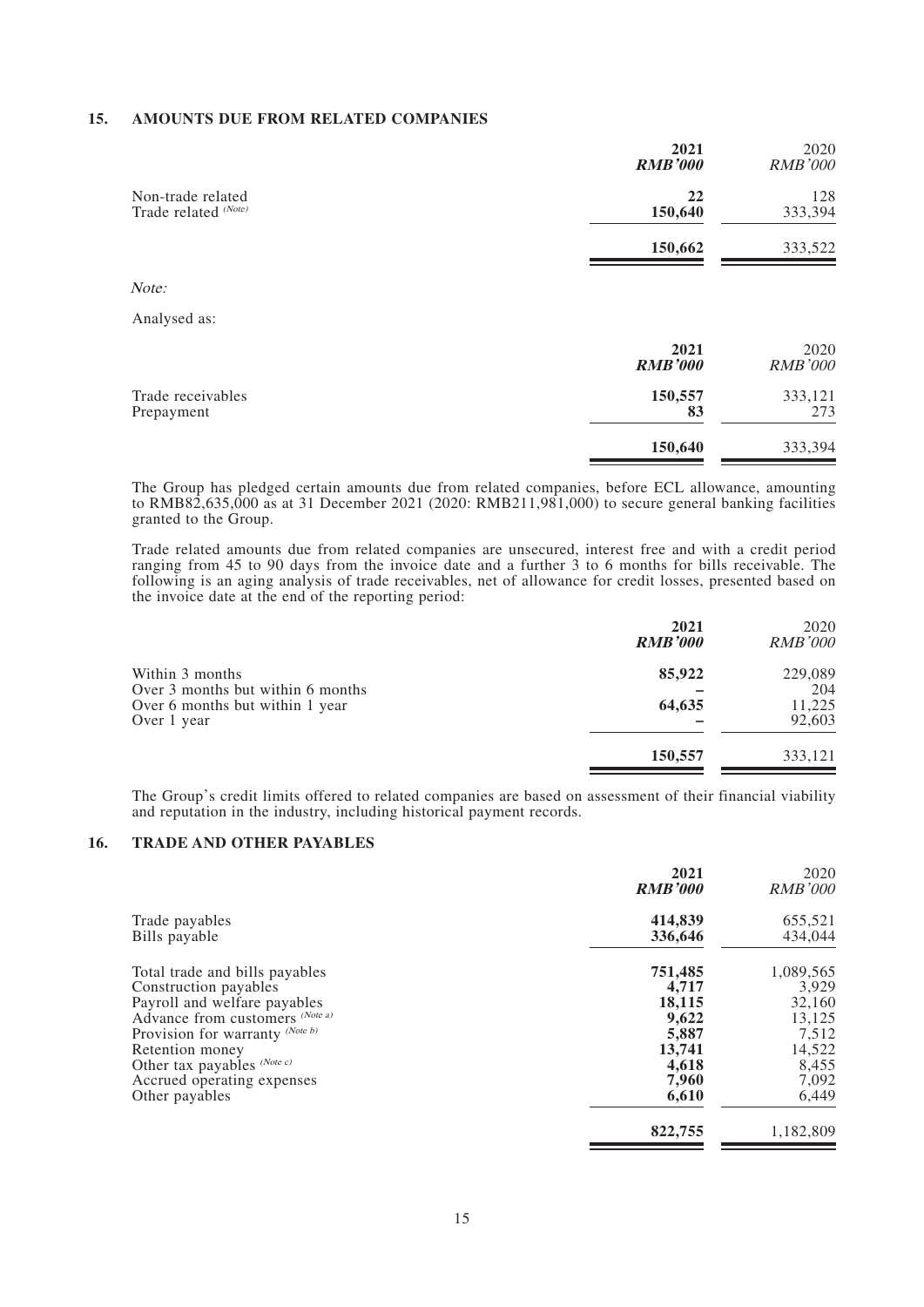## 15. AMOUNTS DUE FROM RELATED COMPANIES

| | 2021 | 2020 |
|---|---|---|
| | ***RMB'000*** | *RMB'000* |
| Non-trade related | **22** | 128 |
| Trade related *(Note)* | **150,640** | 333,394 |
| | **150,662** | 333,522 |

*Note:*

Analysed as:

| | 2021 | 2020 |
|---|---|---|
| | ***RMB'000*** | *RMB'000* |
| Trade receivables | **150,557** | 333,121 |
| Prepayment | **83** | 273 |
| | **150,640** | 333,394 |

The Group has pledged certain amounts due from related companies, before ECL allowance, amounting to RMB82,635,000 as at 31 December 2021 (2020: RMB211,981,000) to secure general banking facilities granted to the Group.

Trade related amounts due from related companies are unsecured, interest free and with a credit period ranging from 45 to 90 days from the invoice date and a further 3 to 6 months for bills receivable. The following is an aging analysis of trade receivables, net of allowance for credit losses, presented based on the invoice date at the end of the reporting period:

| | 2021 | 2020 |
|---|---|---|
| | ***RMB'000*** | *RMB'000* |
| Within 3 months | **85,922** | 229,089 |
| Over 3 months but within 6 months | **–** | 204 |
| Over 6 months but within 1 year | **64,635** | 11,225 |
| Over 1 year | **–** | 92,603 |
| | **150,557** | 333,121 |

The Group's credit limits offered to related companies are based on assessment of their financial viability and reputation in the industry, including historical payment records.

## 16. TRADE AND OTHER PAYABLES

| | 2021 | 2020 |
|---|---|---|
| | ***RMB'000*** | *RMB'000* |
| Trade payables | **414,839** | 655,521 |
| Bills payable | **336,646** | 434,044 |
| Total trade and bills payables | **751,485** | 1,089,565 |
| Construction payables | **4,717** | 3,929 |
| Payroll and welfare payables | **18,115** | 32,160 |
| Advance from customers *(Note a)* | **9,622** | 13,125 |
| Provision for warranty *(Note b)* | **5,887** | 7,512 |
| Retention money | **13,741** | 14,522 |
| Other tax payables *(Note c)* | **4,618** | 8,455 |
| Accrued operating expenses | **7,960** | 7,092 |
| Other payables | **6,610** | 6,449 |
| | **822,755** | 1,182,809 |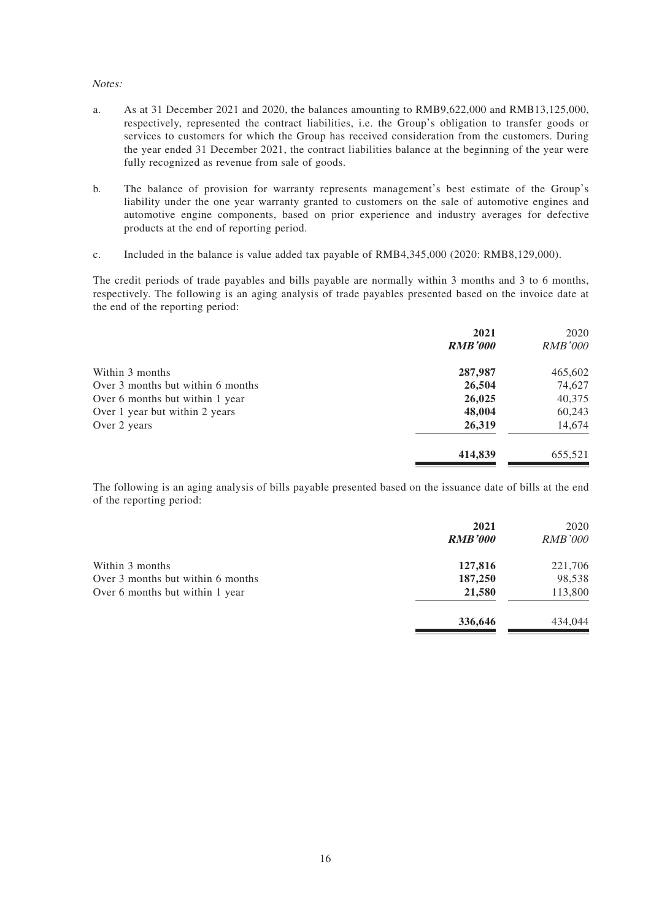*Notes:*

a. As at 31 December 2021 and 2020, the balances amounting to RMB9,622,000 and RMB13,125,000, respectively, represented the contract liabilities, i.e. the Group's obligation to transfer goods or services to customers for which the Group has received consideration from the customers. During the year ended 31 December 2021, the contract liabilities balance at the beginning of the year were fully recognized as revenue from sale of goods.

b. The balance of provision for warranty represents management's best estimate of the Group's liability under the one year warranty granted to customers on the sale of automotive engines and automotive engine components, based on prior experience and industry averages for defective products at the end of reporting period.

c. Included in the balance is value added tax payable of RMB4,345,000 (2020: RMB8,129,000).

The credit periods of trade payables and bills payable are normally within 3 months and 3 to 6 months, respectively. The following is an aging analysis of trade payables presented based on the invoice date at the end of the reporting period:

| | **2021** | 2020 |
|---|---|---|
| | ***RMB'000*** | *RMB'000* |
| Within 3 months | **287,987** | 465,602 |
| Over 3 months but within 6 months | **26,504** | 74,627 |
| Over 6 months but within 1 year | **26,025** | 40,375 |
| Over 1 year but within 2 years | **48,004** | 60,243 |
| Over 2 years | **26,319** | 14,674 |
| | **414,839** | 655,521 |

The following is an aging analysis of bills payable presented based on the issuance date of bills at the end of the reporting period:

| | **2021** | 2020 |
|---|---|---|
| | ***RMB'000*** | *RMB'000* |
| Within 3 months | **127,816** | 221,706 |
| Over 3 months but within 6 months | **187,250** | 98,538 |
| Over 6 months but within 1 year | **21,580** | 113,800 |
| | **336,646** | 434,044 |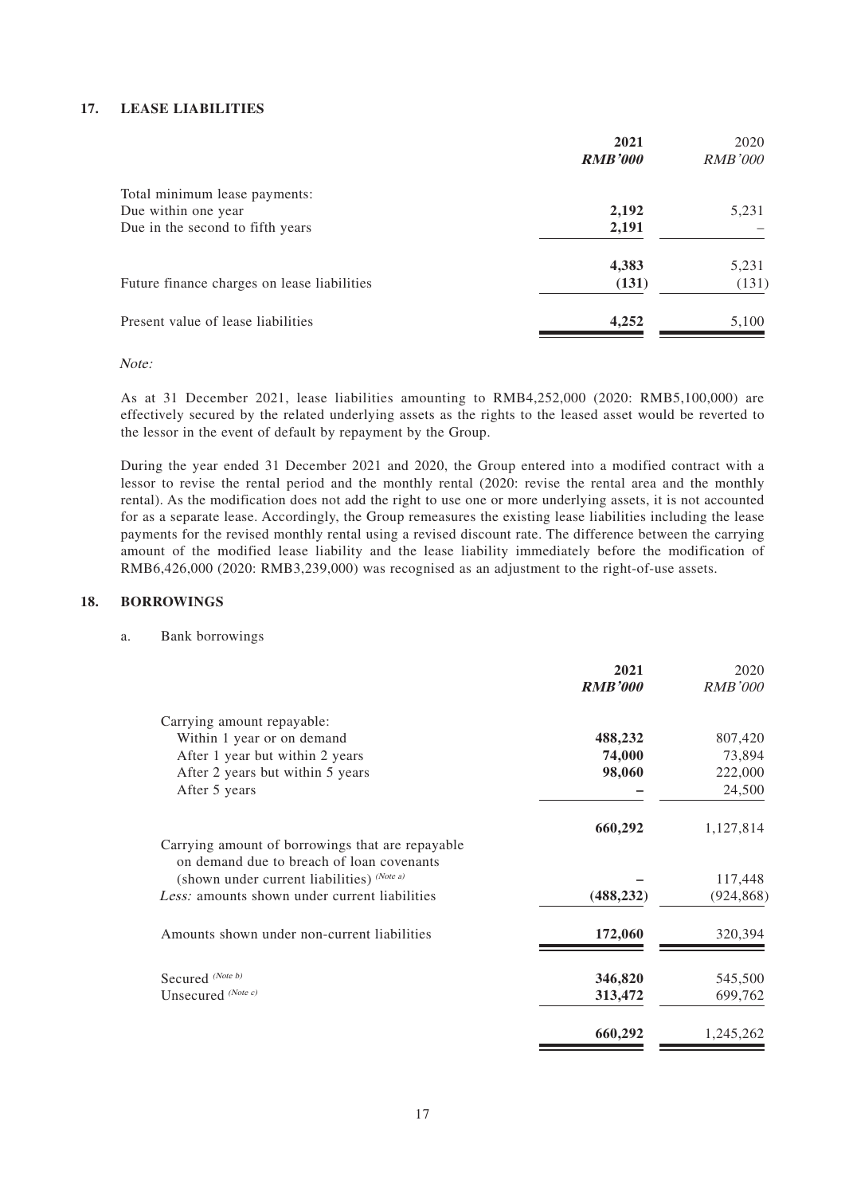## 17. LEASE LIABILITIES

| | **2021** | 2020 |
|---|---|---|
| | ***RMB'000*** | *RMB'000* |
| Total minimum lease payments: | | |
| Due within one year | **2,192** | 5,231 |
| Due in the second to fifth years | **2,191** | – |
| | **4,383** | 5,231 |
| Future finance charges on lease liabilities | **(131)** | (131) |
| Present value of lease liabilities | **4,252** | 5,100 |

*Note:*

As at 31 December 2021, lease liabilities amounting to RMB4,252,000 (2020: RMB5,100,000) are effectively secured by the related underlying assets as the rights to the leased asset would be reverted to the lessor in the event of default by repayment by the Group.

During the year ended 31 December 2021 and 2020, the Group entered into a modified contract with a lessor to revise the rental period and the monthly rental (2020: revise the rental area and the monthly rental). As the modification does not add the right to use one or more underlying assets, it is not accounted for as a separate lease. Accordingly, the Group remeasures the existing lease liabilities including the lease payments for the revised monthly rental using a revised discount rate. The difference between the carrying amount of the modified lease liability and the lease liability immediately before the modification of RMB6,426,000 (2020: RMB3,239,000) was recognised as an adjustment to the right-of-use assets.

## 18. BORROWINGS

a. Bank borrowings

| | **2021** | 2020 |
|---|---|---|
| | ***RMB'000*** | *RMB'000* |
| Carrying amount repayable: | | |
| Within 1 year or on demand | **488,232** | 807,420 |
| After 1 year but within 2 years | **74,000** | 73,894 |
| After 2 years but within 5 years | **98,060** | 222,000 |
| After 5 years | **–** | 24,500 |
| | **660,292** | 1,127,814 |
| Carrying amount of borrowings that are repayable on demand due to breach of loan covenants (shown under current liabilities) (Note a) | **–** | 117,448 |
| *Less:* amounts shown under current liabilities | **(488,232)** | (924,868) |
| Amounts shown under non-current liabilities | **172,060** | 320,394 |
| Secured (Note b) | **346,820** | 545,500 |
| Unsecured (Note c) | **313,472** | 699,762 |
| | **660,292** | 1,245,262 |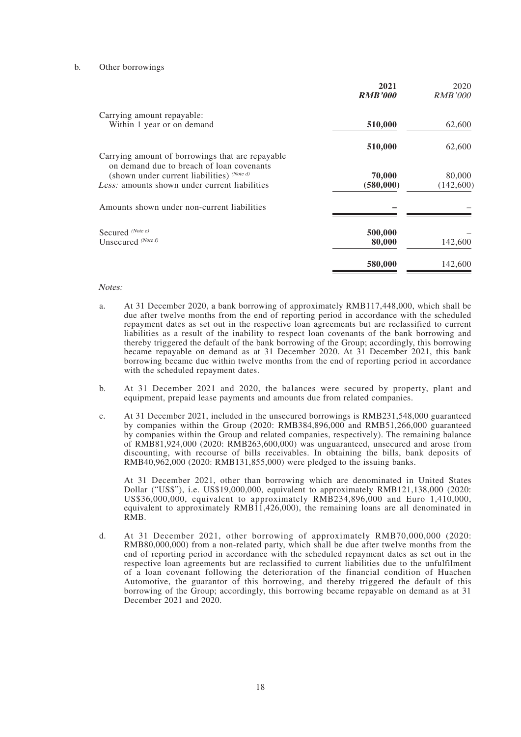b. Other borrowings

| | **2021** | 2020 |
|---|---|---|
| | ***RMB'000*** | *RMB'000* |
| Carrying amount repayable: | | |
| Within 1 year or on demand | **510,000** | 62,600 |
| | **510,000** | 62,600 |
| Carrying amount of borrowings that are repayable on demand due to breach of loan covenants (shown under current liabilities) *(Note d)* | **70,000** | 80,000 |
| *Less:* amounts shown under current liabilities | **(580,000)** | (142,600) |
| Amounts shown under non-current liabilities | **–** | – |
| Secured *(Note e)* | **500,000** | – |
| Unsecured *(Note f)* | **80,000** | 142,600 |
| | **580,000** | 142,600 |

*Notes:*

a. At 31 December 2020, a bank borrowing of approximately RMB117,448,000, which shall be due after twelve months from the end of reporting period in accordance with the scheduled repayment dates as set out in the respective loan agreements but are reclassified to current liabilities as a result of the inability to respect loan covenants of the bank borrowing and thereby triggered the default of the bank borrowing of the Group; accordingly, this borrowing became repayable on demand as at 31 December 2020. At 31 December 2021, this bank borrowing became due within twelve months from the end of reporting period in accordance with the scheduled repayment dates.

b. At 31 December 2021 and 2020, the balances were secured by property, plant and equipment, prepaid lease payments and amounts due from related companies.

c. At 31 December 2021, included in the unsecured borrowings is RMB231,548,000 guaranteed by companies within the Group (2020: RMB384,896,000 and RMB51,266,000 guaranteed by companies within the Group and related companies, respectively). The remaining balance of RMB81,924,000 (2020: RMB263,600,000) was unguaranteed, unsecured and arose from discounting, with recourse of bills receivables. In obtaining the bills, bank deposits of RMB40,962,000 (2020: RMB131,855,000) were pledged to the issuing banks.

   At 31 December 2021, other than borrowing which are denominated in United States Dollar ("US$"), i.e. US$19,000,000, equivalent to approximately RMB121,138,000 (2020: US$36,000,000, equivalent to approximately RMB234,896,000 and Euro 1,410,000, equivalent to approximately RMB11,426,000), the remaining loans are all denominated in RMB.

d. At 31 December 2021, other borrowing of approximately RMB70,000,000 (2020: RMB80,000,000) from a non-related party, which shall be due after twelve months from the end of reporting period in accordance with the scheduled repayment dates as set out in the respective loan agreements but are reclassified to current liabilities due to the unfulfilment of a loan covenant following the deterioration of the financial condition of Huachen Automotive, the guarantor of this borrowing, and thereby triggered the default of this borrowing of the Group; accordingly, this borrowing became repayable on demand as at 31 December 2021 and 2020.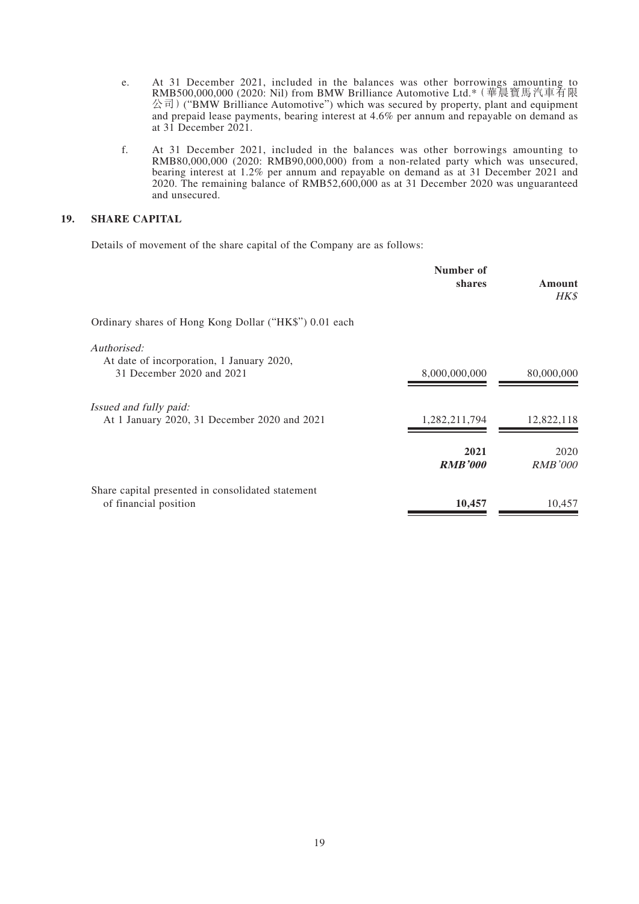e. At 31 December 2021, included in the balances was other borrowings amounting to RMB500,000,000 (2020: Nil) from BMW Brilliance Automotive Ltd.* (華晨寶馬汽車有限公司) ("BMW Brilliance Automotive") which was secured by property, plant and equipment and prepaid lease payments, bearing interest at 4.6% per annum and repayable on demand as at 31 December 2021.

f. At 31 December 2021, included in the balances was other borrowings amounting to RMB80,000,000 (2020: RMB90,000,000) from a non-related party which was unsecured, bearing interest at 1.2% per annum and repayable on demand as at 31 December 2021 and 2020. The remaining balance of RMB52,600,000 as at 31 December 2020 was unguaranteed and unsecured.

## 19. SHARE CAPITAL

Details of movement of the share capital of the Company are as follows:

| | Number of shares | Amount *HK$* |
|---|---|---|
| Ordinary shares of Hong Kong Dollar ("HK$") 0.01 each | | |
| *Authorised:* | | |
| At date of incorporation, 1 January 2020, 31 December 2020 and 2021 | 8,000,000,000 | 80,000,000 |
| *Issued and fully paid:* | | |
| At 1 January 2020, 31 December 2020 and 2021 | 1,282,211,794 | 12,822,118 |

| | **2021** ***RMB'000*** | 2020 *RMB'000* |
|---|---|---|
| Share capital presented in consolidated statement of financial position | **10,457** | 10,457 |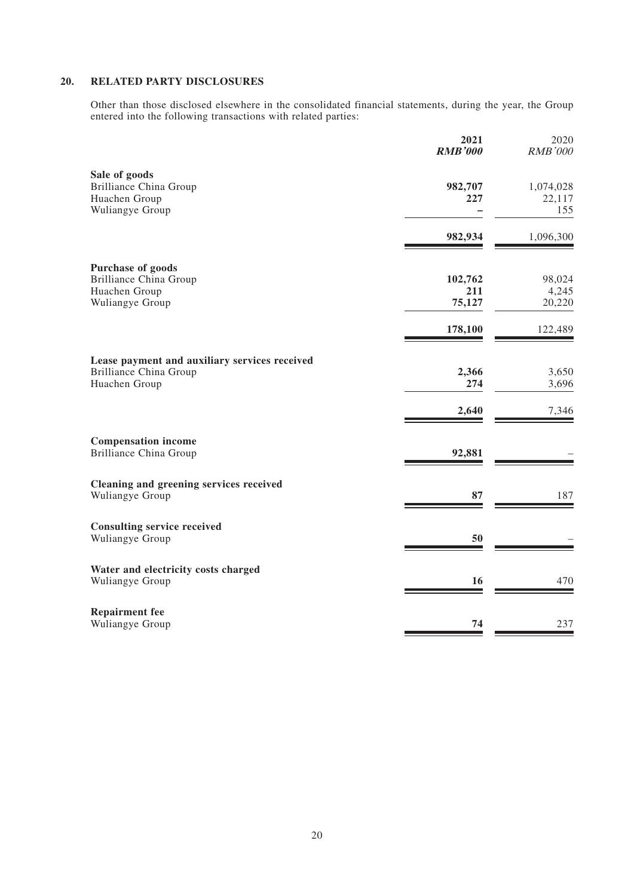## 20. RELATED PARTY DISCLOSURES

Other than those disclosed elsewhere in the consolidated financial statements, during the year, the Group entered into the following transactions with related parties:

| | 2021 *RMB'000* | 2020 *RMB'000* |
|---|---|---|
| **Sale of goods** | | |
| Brilliance China Group | **982,707** | 1,074,028 |
| Huachen Group | **227** | 22,117 |
| Wuliangye Group | **–** | 155 |
| | **982,934** | 1,096,300 |
| **Purchase of goods** | | |
| Brilliance China Group | **102,762** | 98,024 |
| Huachen Group | **211** | 4,245 |
| Wuliangye Group | **75,127** | 20,220 |
| | **178,100** | 122,489 |
| **Lease payment and auxiliary services received** | | |
| Brilliance China Group | **2,366** | 3,650 |
| Huachen Group | **274** | 3,696 |
| | **2,640** | 7,346 |
| **Compensation income** | | |
| Brilliance China Group | **92,881** | – |
| **Cleaning and greening services received** | | |
| Wuliangye Group | **87** | 187 |
| **Consulting service received** | | |
| Wuliangye Group | **50** | – |
| **Water and electricity costs charged** | | |
| Wuliangye Group | **16** | 470 |
| **Repairment fee** | | |
| Wuliangye Group | **74** | 237 |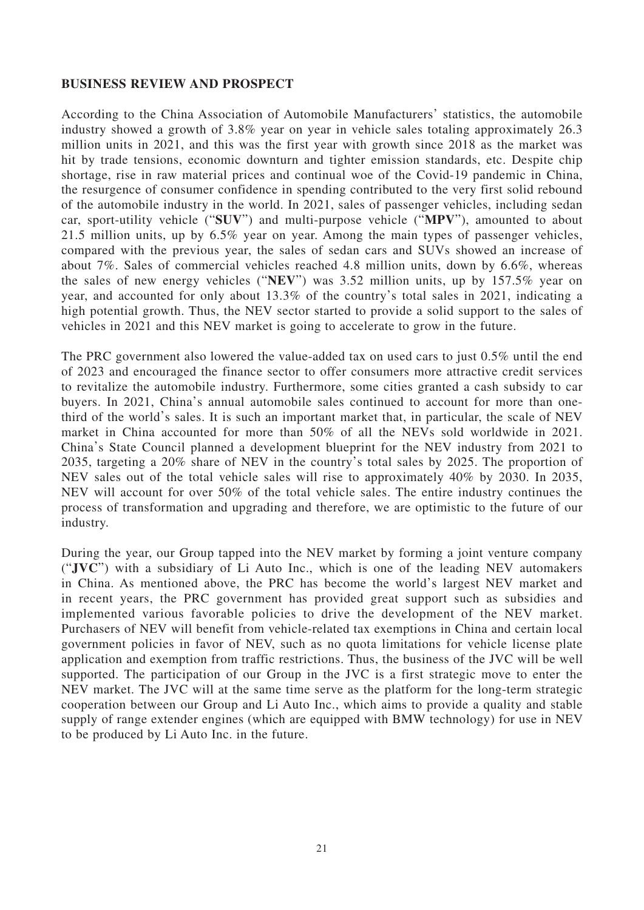## BUSINESS REVIEW AND PROSPECT

According to the China Association of Automobile Manufacturers' statistics, the automobile industry showed a growth of 3.8% year on year in vehicle sales totaling approximately 26.3 million units in 2021, and this was the first year with growth since 2018 as the market was hit by trade tensions, economic downturn and tighter emission standards, etc. Despite chip shortage, rise in raw material prices and continual woe of the Covid-19 pandemic in China, the resurgence of consumer confidence in spending contributed to the very first solid rebound of the automobile industry in the world. In 2021, sales of passenger vehicles, including sedan car, sport-utility vehicle ("**SUV**") and multi-purpose vehicle ("**MPV**"), amounted to about 21.5 million units, up by 6.5% year on year. Among the main types of passenger vehicles, compared with the previous year, the sales of sedan cars and SUVs showed an increase of about 7%. Sales of commercial vehicles reached 4.8 million units, down by 6.6%, whereas the sales of new energy vehicles ("**NEV**") was 3.52 million units, up by 157.5% year on year, and accounted for only about 13.3% of the country's total sales in 2021, indicating a high potential growth. Thus, the NEV sector started to provide a solid support to the sales of vehicles in 2021 and this NEV market is going to accelerate to grow in the future.

The PRC government also lowered the value-added tax on used cars to just 0.5% until the end of 2023 and encouraged the finance sector to offer consumers more attractive credit services to revitalize the automobile industry. Furthermore, some cities granted a cash subsidy to car buyers. In 2021, China's annual automobile sales continued to account for more than one-third of the world's sales. It is such an important market that, in particular, the scale of NEV market in China accounted for more than 50% of all the NEVs sold worldwide in 2021. China's State Council planned a development blueprint for the NEV industry from 2021 to 2035, targeting a 20% share of NEV in the country's total sales by 2025. The proportion of NEV sales out of the total vehicle sales will rise to approximately 40% by 2030. In 2035, NEV will account for over 50% of the total vehicle sales. The entire industry continues the process of transformation and upgrading and therefore, we are optimistic to the future of our industry.

During the year, our Group tapped into the NEV market by forming a joint venture company ("**JVC**") with a subsidiary of Li Auto Inc., which is one of the leading NEV automakers in China. As mentioned above, the PRC has become the world's largest NEV market and in recent years, the PRC government has provided great support such as subsidies and implemented various favorable policies to drive the development of the NEV market. Purchasers of NEV will benefit from vehicle-related tax exemptions in China and certain local government policies in favor of NEV, such as no quota limitations for vehicle license plate application and exemption from traffic restrictions. Thus, the business of the JVC will be well supported. The participation of our Group in the JVC is a first strategic move to enter the NEV market. The JVC will at the same time serve as the platform for the long-term strategic cooperation between our Group and Li Auto Inc., which aims to provide a quality and stable supply of range extender engines (which are equipped with BMW technology) for use in NEV to be produced by Li Auto Inc. in the future.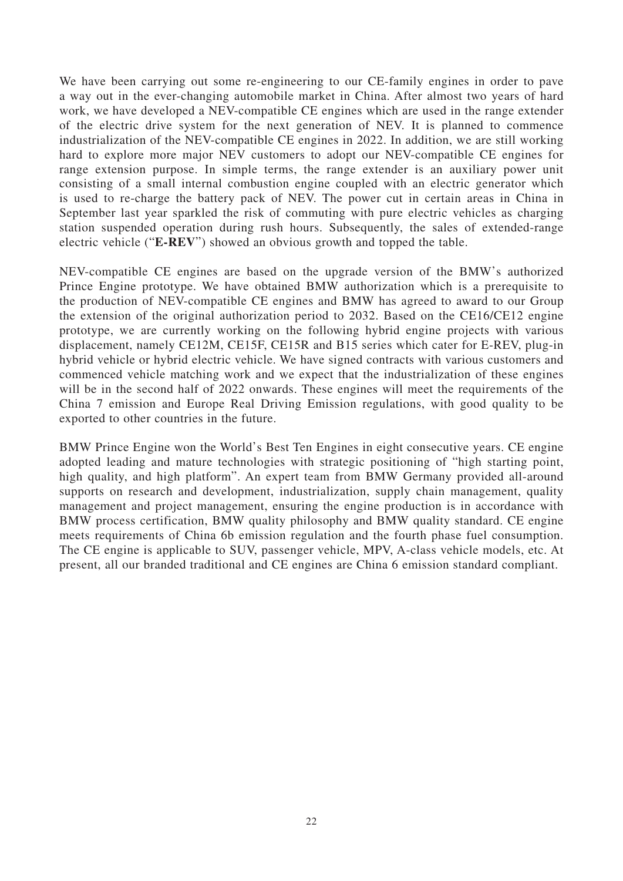We have been carrying out some re-engineering to our CE-family engines in order to pave a way out in the ever-changing automobile market in China. After almost two years of hard work, we have developed a NEV-compatible CE engines which are used in the range extender of the electric drive system for the next generation of NEV. It is planned to commence industrialization of the NEV-compatible CE engines in 2022. In addition, we are still working hard to explore more major NEV customers to adopt our NEV-compatible CE engines for range extension purpose. In simple terms, the range extender is an auxiliary power unit consisting of a small internal combustion engine coupled with an electric generator which is used to re-charge the battery pack of NEV. The power cut in certain areas in China in September last year sparkled the risk of commuting with pure electric vehicles as charging station suspended operation during rush hours. Subsequently, the sales of extended-range electric vehicle ("**E-REV**") showed an obvious growth and topped the table.

NEV-compatible CE engines are based on the upgrade version of the BMW's authorized Prince Engine prototype. We have obtained BMW authorization which is a prerequisite to the production of NEV-compatible CE engines and BMW has agreed to award to our Group the extension of the original authorization period to 2032. Based on the CE16/CE12 engine prototype, we are currently working on the following hybrid engine projects with various displacement, namely CE12M, CE15F, CE15R and B15 series which cater for E-REV, plug-in hybrid vehicle or hybrid electric vehicle. We have signed contracts with various customers and commenced vehicle matching work and we expect that the industrialization of these engines will be in the second half of 2022 onwards. These engines will meet the requirements of the China 7 emission and Europe Real Driving Emission regulations, with good quality to be exported to other countries in the future.

BMW Prince Engine won the World's Best Ten Engines in eight consecutive years. CE engine adopted leading and mature technologies with strategic positioning of "high starting point, high quality, and high platform". An expert team from BMW Germany provided all-around supports on research and development, industrialization, supply chain management, quality management and project management, ensuring the engine production is in accordance with BMW process certification, BMW quality philosophy and BMW quality standard. CE engine meets requirements of China 6b emission regulation and the fourth phase fuel consumption. The CE engine is applicable to SUV, passenger vehicle, MPV, A-class vehicle models, etc. At present, all our branded traditional and CE engines are China 6 emission standard compliant.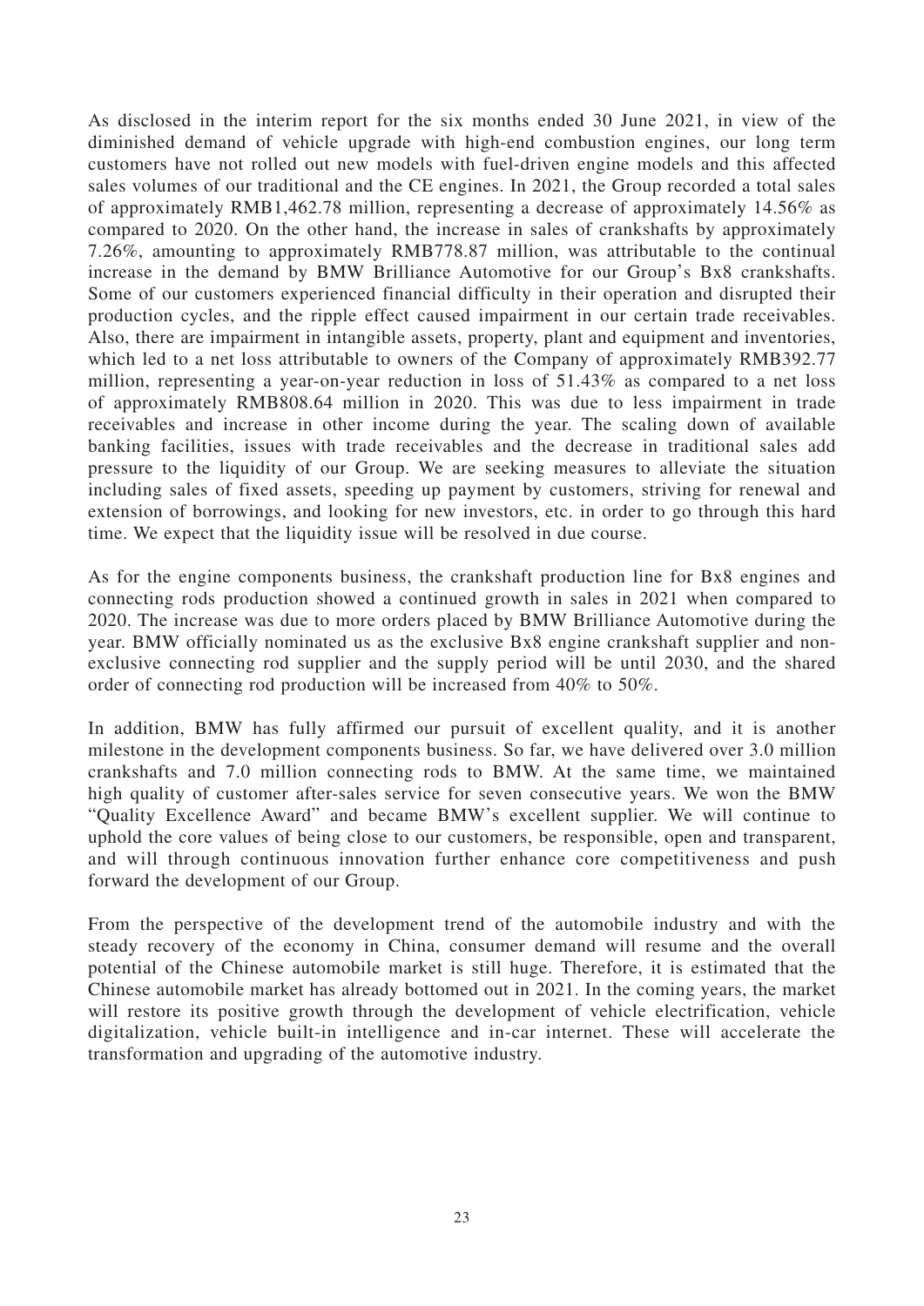As disclosed in the interim report for the six months ended 30 June 2021, in view of the diminished demand of vehicle upgrade with high-end combustion engines, our long term customers have not rolled out new models with fuel-driven engine models and this affected sales volumes of our traditional and the CE engines. In 2021, the Group recorded a total sales of approximately RMB1,462.78 million, representing a decrease of approximately 14.56% as compared to 2020. On the other hand, the increase in sales of crankshafts by approximately 7.26%, amounting to approximately RMB778.87 million, was attributable to the continual increase in the demand by BMW Brilliance Automotive for our Group's Bx8 crankshafts. Some of our customers experienced financial difficulty in their operation and disrupted their production cycles, and the ripple effect caused impairment in our certain trade receivables. Also, there are impairment in intangible assets, property, plant and equipment and inventories, which led to a net loss attributable to owners of the Company of approximately RMB392.77 million, representing a year-on-year reduction in loss of 51.43% as compared to a net loss of approximately RMB808.64 million in 2020. This was due to less impairment in trade receivables and increase in other income during the year. The scaling down of available banking facilities, issues with trade receivables and the decrease in traditional sales add pressure to the liquidity of our Group. We are seeking measures to alleviate the situation including sales of fixed assets, speeding up payment by customers, striving for renewal and extension of borrowings, and looking for new investors, etc. in order to go through this hard time. We expect that the liquidity issue will be resolved in due course.

As for the engine components business, the crankshaft production line for Bx8 engines and connecting rods production showed a continued growth in sales in 2021 when compared to 2020. The increase was due to more orders placed by BMW Brilliance Automotive during the year. BMW officially nominated us as the exclusive Bx8 engine crankshaft supplier and non-exclusive connecting rod supplier and the supply period will be until 2030, and the shared order of connecting rod production will be increased from 40% to 50%.

In addition, BMW has fully affirmed our pursuit of excellent quality, and it is another milestone in the development components business. So far, we have delivered over 3.0 million crankshafts and 7.0 million connecting rods to BMW. At the same time, we maintained high quality of customer after-sales service for seven consecutive years. We won the BMW "Quality Excellence Award" and became BMW's excellent supplier. We will continue to uphold the core values of being close to our customers, be responsible, open and transparent, and will through continuous innovation further enhance core competitiveness and push forward the development of our Group.

From the perspective of the development trend of the automobile industry and with the steady recovery of the economy in China, consumer demand will resume and the overall potential of the Chinese automobile market is still huge. Therefore, it is estimated that the Chinese automobile market has already bottomed out in 2021. In the coming years, the market will restore its positive growth through the development of vehicle electrification, vehicle digitalization, vehicle built-in intelligence and in-car internet. These will accelerate the transformation and upgrading of the automotive industry.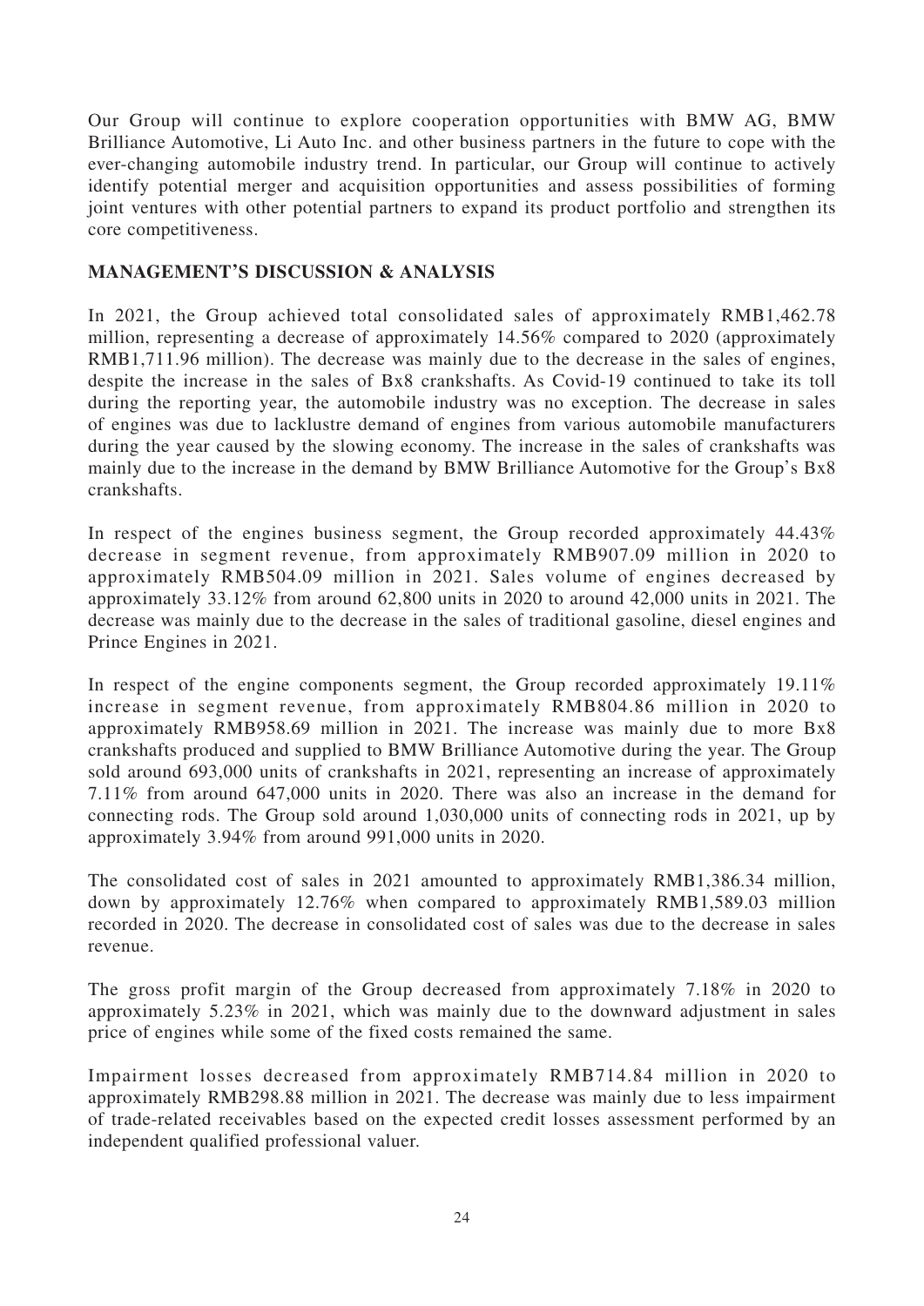Our Group will continue to explore cooperation opportunities with BMW AG, BMW Brilliance Automotive, Li Auto Inc. and other business partners in the future to cope with the ever-changing automobile industry trend. In particular, our Group will continue to actively identify potential merger and acquisition opportunities and assess possibilities of forming joint ventures with other potential partners to expand its product portfolio and strengthen its core competitiveness.

## MANAGEMENT'S DISCUSSION & ANALYSIS

In 2021, the Group achieved total consolidated sales of approximately RMB1,462.78 million, representing a decrease of approximately 14.56% compared to 2020 (approximately RMB1,711.96 million). The decrease was mainly due to the decrease in the sales of engines, despite the increase in the sales of Bx8 crankshafts. As Covid-19 continued to take its toll during the reporting year, the automobile industry was no exception. The decrease in sales of engines was due to lacklustre demand of engines from various automobile manufacturers during the year caused by the slowing economy. The increase in the sales of crankshafts was mainly due to the increase in the demand by BMW Brilliance Automotive for the Group's Bx8 crankshafts.

In respect of the engines business segment, the Group recorded approximately 44.43% decrease in segment revenue, from approximately RMB907.09 million in 2020 to approximately RMB504.09 million in 2021. Sales volume of engines decreased by approximately 33.12% from around 62,800 units in 2020 to around 42,000 units in 2021. The decrease was mainly due to the decrease in the sales of traditional gasoline, diesel engines and Prince Engines in 2021.

In respect of the engine components segment, the Group recorded approximately 19.11% increase in segment revenue, from approximately RMB804.86 million in 2020 to approximately RMB958.69 million in 2021. The increase was mainly due to more Bx8 crankshafts produced and supplied to BMW Brilliance Automotive during the year. The Group sold around 693,000 units of crankshafts in 2021, representing an increase of approximately 7.11% from around 647,000 units in 2020. There was also an increase in the demand for connecting rods. The Group sold around 1,030,000 units of connecting rods in 2021, up by approximately 3.94% from around 991,000 units in 2020.

The consolidated cost of sales in 2021 amounted to approximately RMB1,386.34 million, down by approximately 12.76% when compared to approximately RMB1,589.03 million recorded in 2020. The decrease in consolidated cost of sales was due to the decrease in sales revenue.

The gross profit margin of the Group decreased from approximately 7.18% in 2020 to approximately 5.23% in 2021, which was mainly due to the downward adjustment in sales price of engines while some of the fixed costs remained the same.

Impairment losses decreased from approximately RMB714.84 million in 2020 to approximately RMB298.88 million in 2021. The decrease was mainly due to less impairment of trade-related receivables based on the expected credit losses assessment performed by an independent qualified professional valuer.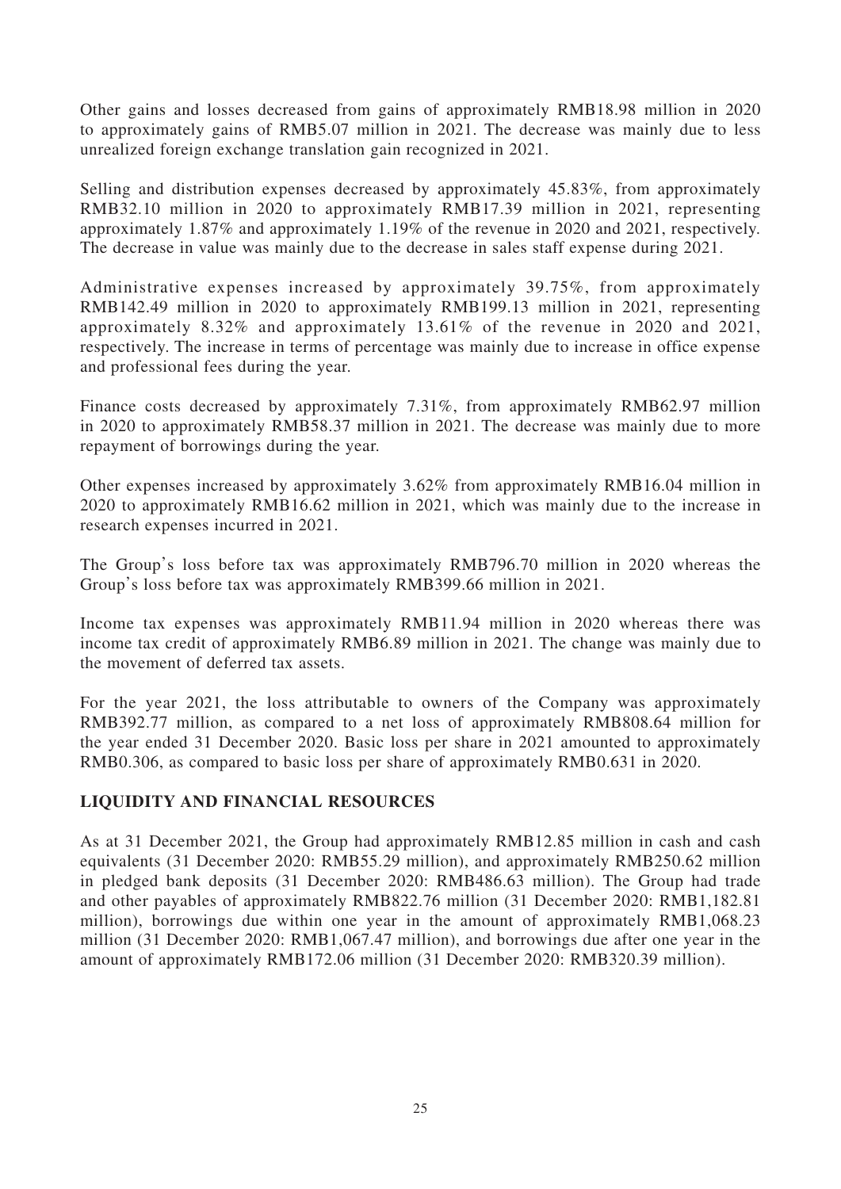Other gains and losses decreased from gains of approximately RMB18.98 million in 2020 to approximately gains of RMB5.07 million in 2021. The decrease was mainly due to less unrealized foreign exchange translation gain recognized in 2021.

Selling and distribution expenses decreased by approximately 45.83%, from approximately RMB32.10 million in 2020 to approximately RMB17.39 million in 2021, representing approximately 1.87% and approximately 1.19% of the revenue in 2020 and 2021, respectively. The decrease in value was mainly due to the decrease in sales staff expense during 2021.

Administrative expenses increased by approximately 39.75%, from approximately RMB142.49 million in 2020 to approximately RMB199.13 million in 2021, representing approximately 8.32% and approximately 13.61% of the revenue in 2020 and 2021, respectively. The increase in terms of percentage was mainly due to increase in office expense and professional fees during the year.

Finance costs decreased by approximately 7.31%, from approximately RMB62.97 million in 2020 to approximately RMB58.37 million in 2021. The decrease was mainly due to more repayment of borrowings during the year.

Other expenses increased by approximately 3.62% from approximately RMB16.04 million in 2020 to approximately RMB16.62 million in 2021, which was mainly due to the increase in research expenses incurred in 2021.

The Group's loss before tax was approximately RMB796.70 million in 2020 whereas the Group's loss before tax was approximately RMB399.66 million in 2021.

Income tax expenses was approximately RMB11.94 million in 2020 whereas there was income tax credit of approximately RMB6.89 million in 2021. The change was mainly due to the movement of deferred tax assets.

For the year 2021, the loss attributable to owners of the Company was approximately RMB392.77 million, as compared to a net loss of approximately RMB808.64 million for the year ended 31 December 2020. Basic loss per share in 2021 amounted to approximately RMB0.306, as compared to basic loss per share of approximately RMB0.631 in 2020.

## LIQUIDITY AND FINANCIAL RESOURCES

As at 31 December 2021, the Group had approximately RMB12.85 million in cash and cash equivalents (31 December 2020: RMB55.29 million), and approximately RMB250.62 million in pledged bank deposits (31 December 2020: RMB486.63 million). The Group had trade and other payables of approximately RMB822.76 million (31 December 2020: RMB1,182.81 million), borrowings due within one year in the amount of approximately RMB1,068.23 million (31 December 2020: RMB1,067.47 million), and borrowings due after one year in the amount of approximately RMB172.06 million (31 December 2020: RMB320.39 million).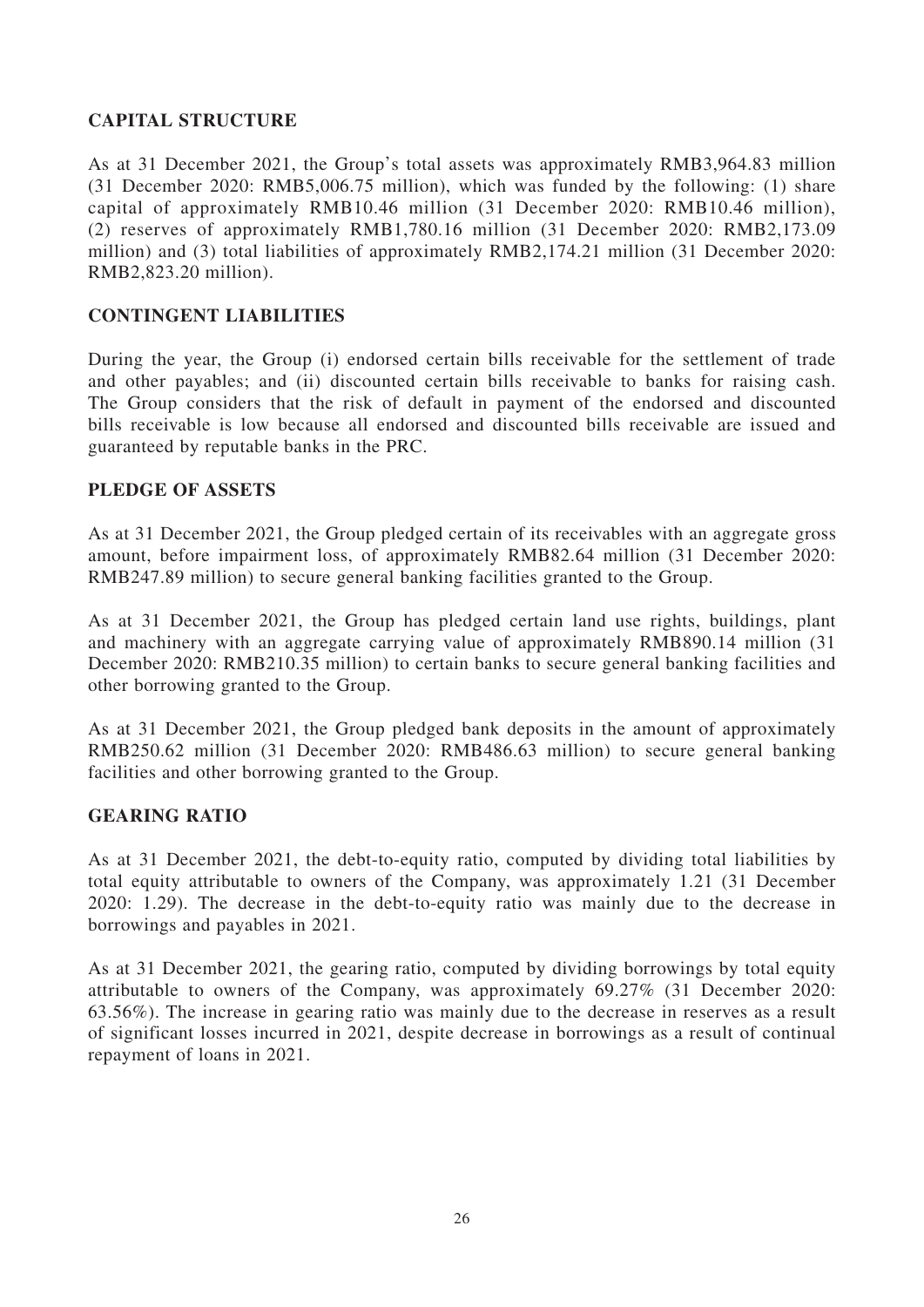## CAPITAL STRUCTURE

As at 31 December 2021, the Group's total assets was approximately RMB3,964.83 million (31 December 2020: RMB5,006.75 million), which was funded by the following: (1) share capital of approximately RMB10.46 million (31 December 2020: RMB10.46 million), (2) reserves of approximately RMB1,780.16 million (31 December 2020: RMB2,173.09 million) and (3) total liabilities of approximately RMB2,174.21 million (31 December 2020: RMB2,823.20 million).

## CONTINGENT LIABILITIES

During the year, the Group (i) endorsed certain bills receivable for the settlement of trade and other payables; and (ii) discounted certain bills receivable to banks for raising cash. The Group considers that the risk of default in payment of the endorsed and discounted bills receivable is low because all endorsed and discounted bills receivable are issued and guaranteed by reputable banks in the PRC.

## PLEDGE OF ASSETS

As at 31 December 2021, the Group pledged certain of its receivables with an aggregate gross amount, before impairment loss, of approximately RMB82.64 million (31 December 2020: RMB247.89 million) to secure general banking facilities granted to the Group.

As at 31 December 2021, the Group has pledged certain land use rights, buildings, plant and machinery with an aggregate carrying value of approximately RMB890.14 million (31 December 2020: RMB210.35 million) to certain banks to secure general banking facilities and other borrowing granted to the Group.

As at 31 December 2021, the Group pledged bank deposits in the amount of approximately RMB250.62 million (31 December 2020: RMB486.63 million) to secure general banking facilities and other borrowing granted to the Group.

## GEARING RATIO

As at 31 December 2021, the debt-to-equity ratio, computed by dividing total liabilities by total equity attributable to owners of the Company, was approximately 1.21 (31 December 2020: 1.29). The decrease in the debt-to-equity ratio was mainly due to the decrease in borrowings and payables in 2021.

As at 31 December 2021, the gearing ratio, computed by dividing borrowings by total equity attributable to owners of the Company, was approximately 69.27% (31 December 2020: 63.56%). The increase in gearing ratio was mainly due to the decrease in reserves as a result of significant losses incurred in 2021, despite decrease in borrowings as a result of continual repayment of loans in 2021.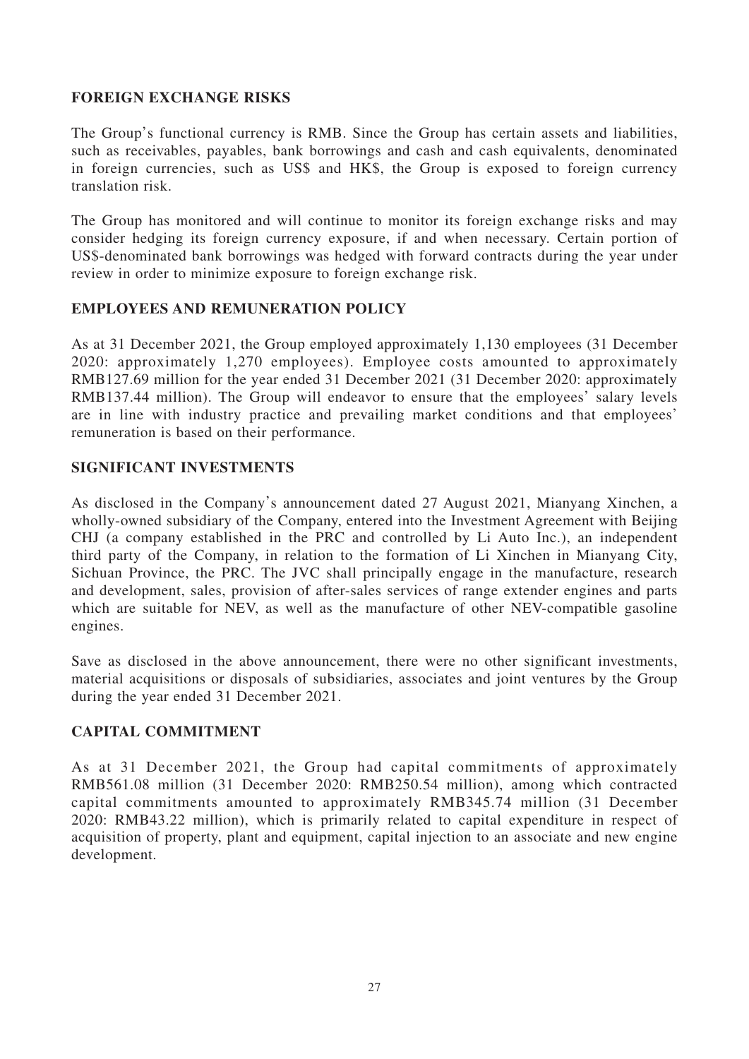## FOREIGN EXCHANGE RISKS

The Group's functional currency is RMB. Since the Group has certain assets and liabilities, such as receivables, payables, bank borrowings and cash and cash equivalents, denominated in foreign currencies, such as US$ and HK$, the Group is exposed to foreign currency translation risk.

The Group has monitored and will continue to monitor its foreign exchange risks and may consider hedging its foreign currency exposure, if and when necessary. Certain portion of US$-denominated bank borrowings was hedged with forward contracts during the year under review in order to minimize exposure to foreign exchange risk.

## EMPLOYEES AND REMUNERATION POLICY

As at 31 December 2021, the Group employed approximately 1,130 employees (31 December 2020: approximately 1,270 employees). Employee costs amounted to approximately RMB127.69 million for the year ended 31 December 2021 (31 December 2020: approximately RMB137.44 million). The Group will endeavor to ensure that the employees' salary levels are in line with industry practice and prevailing market conditions and that employees' remuneration is based on their performance.

## SIGNIFICANT INVESTMENTS

As disclosed in the Company's announcement dated 27 August 2021, Mianyang Xinchen, a wholly-owned subsidiary of the Company, entered into the Investment Agreement with Beijing CHJ (a company established in the PRC and controlled by Li Auto Inc.), an independent third party of the Company, in relation to the formation of Li Xinchen in Mianyang City, Sichuan Province, the PRC. The JVC shall principally engage in the manufacture, research and development, sales, provision of after-sales services of range extender engines and parts which are suitable for NEV, as well as the manufacture of other NEV-compatible gasoline engines.

Save as disclosed in the above announcement, there were no other significant investments, material acquisitions or disposals of subsidiaries, associates and joint ventures by the Group during the year ended 31 December 2021.

## CAPITAL COMMITMENT

As at 31 December 2021, the Group had capital commitments of approximately RMB561.08 million (31 December 2020: RMB250.54 million), among which contracted capital commitments amounted to approximately RMB345.74 million (31 December 2020: RMB43.22 million), which is primarily related to capital expenditure in respect of acquisition of property, plant and equipment, capital injection to an associate and new engine development.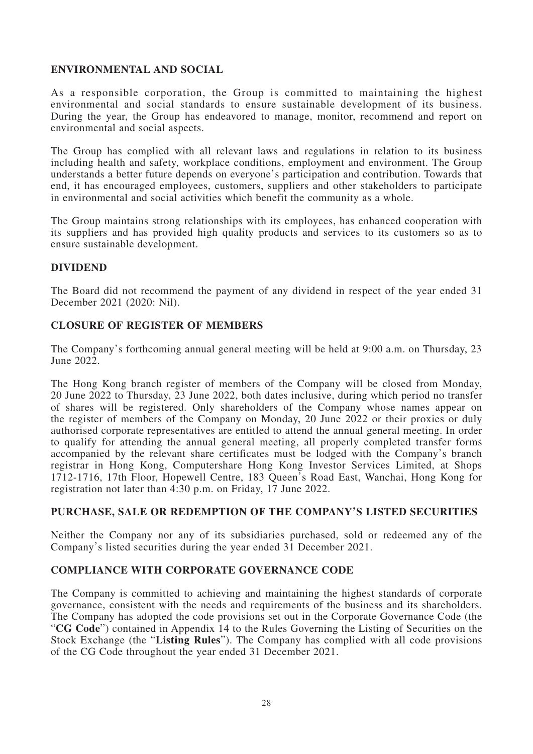## ENVIRONMENTAL AND SOCIAL

As a responsible corporation, the Group is committed to maintaining the highest environmental and social standards to ensure sustainable development of its business. During the year, the Group has endeavored to manage, monitor, recommend and report on environmental and social aspects.

The Group has complied with all relevant laws and regulations in relation to its business including health and safety, workplace conditions, employment and environment. The Group understands a better future depends on everyone's participation and contribution. Towards that end, it has encouraged employees, customers, suppliers and other stakeholders to participate in environmental and social activities which benefit the community as a whole.

The Group maintains strong relationships with its employees, has enhanced cooperation with its suppliers and has provided high quality products and services to its customers so as to ensure sustainable development.

## DIVIDEND

The Board did not recommend the payment of any dividend in respect of the year ended 31 December 2021 (2020: Nil).

## CLOSURE OF REGISTER OF MEMBERS

The Company's forthcoming annual general meeting will be held at 9:00 a.m. on Thursday, 23 June 2022.

The Hong Kong branch register of members of the Company will be closed from Monday, 20 June 2022 to Thursday, 23 June 2022, both dates inclusive, during which period no transfer of shares will be registered. Only shareholders of the Company whose names appear on the register of members of the Company on Monday, 20 June 2022 or their proxies or duly authorised corporate representatives are entitled to attend the annual general meeting. In order to qualify for attending the annual general meeting, all properly completed transfer forms accompanied by the relevant share certificates must be lodged with the Company's branch registrar in Hong Kong, Computershare Hong Kong Investor Services Limited, at Shops 1712-1716, 17th Floor, Hopewell Centre, 183 Queen's Road East, Wanchai, Hong Kong for registration not later than 4:30 p.m. on Friday, 17 June 2022.

## PURCHASE, SALE OR REDEMPTION OF THE COMPANY'S LISTED SECURITIES

Neither the Company nor any of its subsidiaries purchased, sold or redeemed any of the Company's listed securities during the year ended 31 December 2021.

## COMPLIANCE WITH CORPORATE GOVERNANCE CODE

The Company is committed to achieving and maintaining the highest standards of corporate governance, consistent with the needs and requirements of the business and its shareholders. The Company has adopted the code provisions set out in the Corporate Governance Code (the "**CG Code**") contained in Appendix 14 to the Rules Governing the Listing of Securities on the Stock Exchange (the "**Listing Rules**"). The Company has complied with all code provisions of the CG Code throughout the year ended 31 December 2021.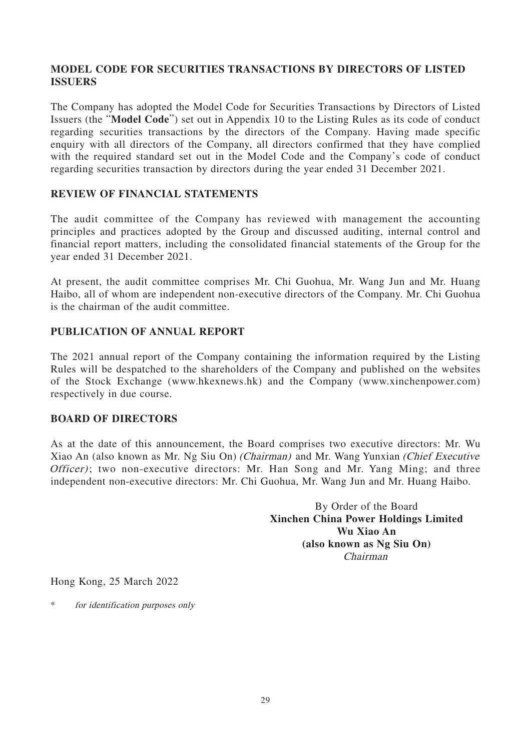## MODEL CODE FOR SECURITIES TRANSACTIONS BY DIRECTORS OF LISTED ISSUERS

The Company has adopted the Model Code for Securities Transactions by Directors of Listed Issuers (the "**Model Code**") set out in Appendix 10 to the Listing Rules as its code of conduct regarding securities transactions by the directors of the Company. Having made specific enquiry with all directors of the Company, all directors confirmed that they have complied with the required standard set out in the Model Code and the Company's code of conduct regarding securities transaction by directors during the year ended 31 December 2021.

## REVIEW OF FINANCIAL STATEMENTS

The audit committee of the Company has reviewed with management the accounting principles and practices adopted by the Group and discussed auditing, internal control and financial report matters, including the consolidated financial statements of the Group for the year ended 31 December 2021.

At present, the audit committee comprises Mr. Chi Guohua, Mr. Wang Jun and Mr. Huang Haibo, all of whom are independent non-executive directors of the Company. Mr. Chi Guohua is the chairman of the audit committee.

## PUBLICATION OF ANNUAL REPORT

The 2021 annual report of the Company containing the information required by the Listing Rules will be despatched to the shareholders of the Company and published on the websites of the Stock Exchange (www.hkexnews.hk) and the Company (www.xinchenpower.com) respectively in due course.

## BOARD OF DIRECTORS

As at the date of this announcement, the Board comprises two executive directors: Mr. Wu Xiao An (also known as Mr. Ng Siu On) *(Chairman)* and Mr. Wang Yunxian *(Chief Executive Officer)*; two non-executive directors: Mr. Han Song and Mr. Yang Ming; and three independent non-executive directors: Mr. Chi Guohua, Mr. Wang Jun and Mr. Huang Haibo.

By Order of the Board
**Xinchen China Power Holdings Limited**
**Wu Xiao An**
**(also known as Ng Siu On)**
*Chairman*

Hong Kong, 25 March 2022

\* *for identification purposes only*